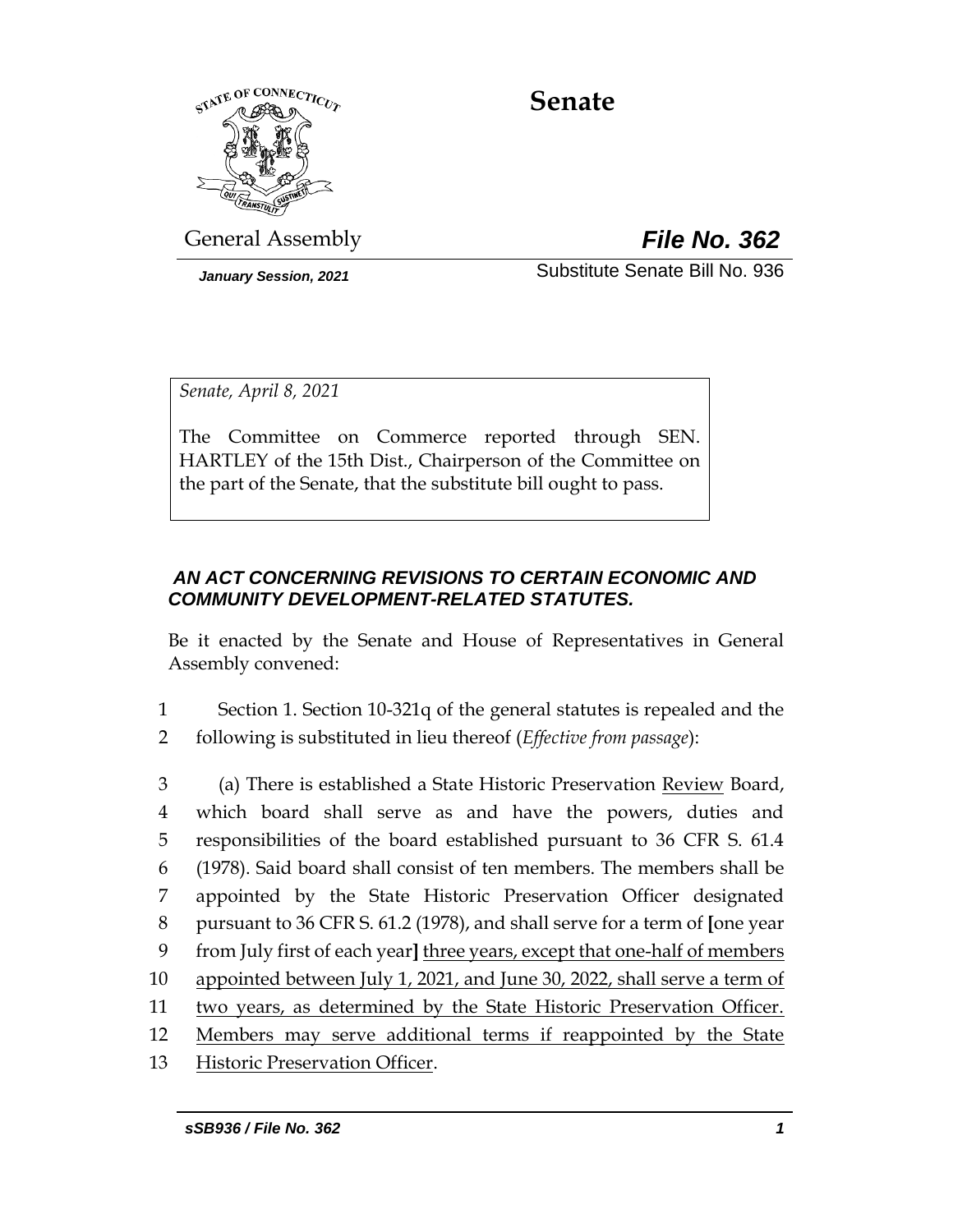# Senate

General Assembly **File No. 362**

*January Session, 2021* Substitute Senate Bill No. 936

*Senate, April 8, 2021*

The Committee on Commerce reported through SEN. HARTLEY of the 15th Dist., Chairperson of the Committee on the part of the Senate, that the substitute bill ought to pass.

***AN ACT CONCERNING REVISIONS TO CERTAIN ECONOMIC AND COMMUNITY DEVELOPMENT-RELATED STATUTES.***

Be it enacted by the Senate and House of Representatives in General Assembly convened:

1 Section 1. Section 10-321q of the general statutes is repealed and the
2 following is substituted in lieu thereof (*Effective from passage*):

3 (a) There is established a State Historic Preservation Review Board,
4 which board shall serve as and have the powers, duties and
5 responsibilities of the board established pursuant to 36 CFR S. 61.4
6 (1978). Said board shall consist of ten members. The members shall be
7 appointed by the State Historic Preservation Officer designated
8 pursuant to 36 CFR S. 61.2 (1978), and shall serve for a term of [one year
9 from July first of each year] three years, except that one-half of members
10 appointed between July 1, 2021, and June 30, 2022, shall serve a term of
11 two years, as determined by the State Historic Preservation Officer.
12 Members may serve additional terms if reappointed by the State
13 Historic Preservation Officer.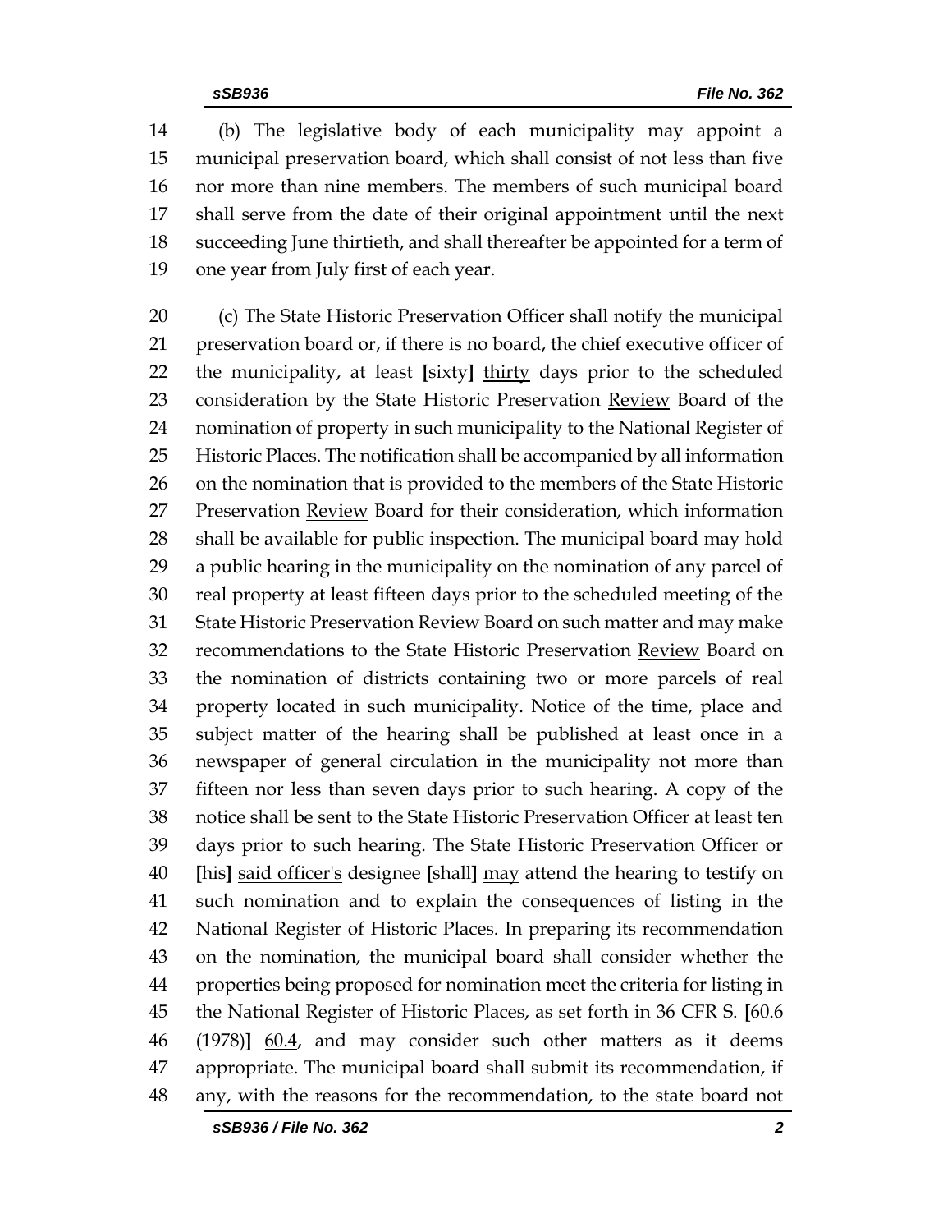(b) The legislative body of each municipality may appoint a municipal preservation board, which shall consist of not less than five nor more than nine members. The members of such municipal board shall serve from the date of their original appointment until the next succeeding June thirtieth, and shall thereafter be appointed for a term of one year from July first of each year.

(c) The State Historic Preservation Officer shall notify the municipal preservation board or, if there is no board, the chief executive officer of the municipality, at least **[**sixty**]** <u>thirty</u> days prior to the scheduled consideration by the State Historic Preservation <u>Review</u> Board of the nomination of property in such municipality to the National Register of Historic Places. The notification shall be accompanied by all information on the nomination that is provided to the members of the State Historic Preservation <u>Review</u> Board for their consideration, which information shall be available for public inspection. The municipal board may hold a public hearing in the municipality on the nomination of any parcel of real property at least fifteen days prior to the scheduled meeting of the State Historic Preservation <u>Review</u> Board on such matter and may make recommendations to the State Historic Preservation <u>Review</u> Board on the nomination of districts containing two or more parcels of real property located in such municipality. Notice of the time, place and subject matter of the hearing shall be published at least once in a newspaper of general circulation in the municipality not more than fifteen nor less than seven days prior to such hearing. A copy of the notice shall be sent to the State Historic Preservation Officer at least ten days prior to such hearing. The State Historic Preservation Officer or **[**his**]** <u>said officer's</u> designee **[**shall**]** <u>may</u> attend the hearing to testify on such nomination and to explain the consequences of listing in the National Register of Historic Places. In preparing its recommendation on the nomination, the municipal board shall consider whether the properties being proposed for nomination meet the criteria for listing in the National Register of Historic Places, as set forth in 36 CFR S. **[**60.6 (1978)**]** <u>60.4</u>, and may consider such other matters as it deems appropriate. The municipal board shall submit its recommendation, if any, with the reasons for the recommendation, to the state board not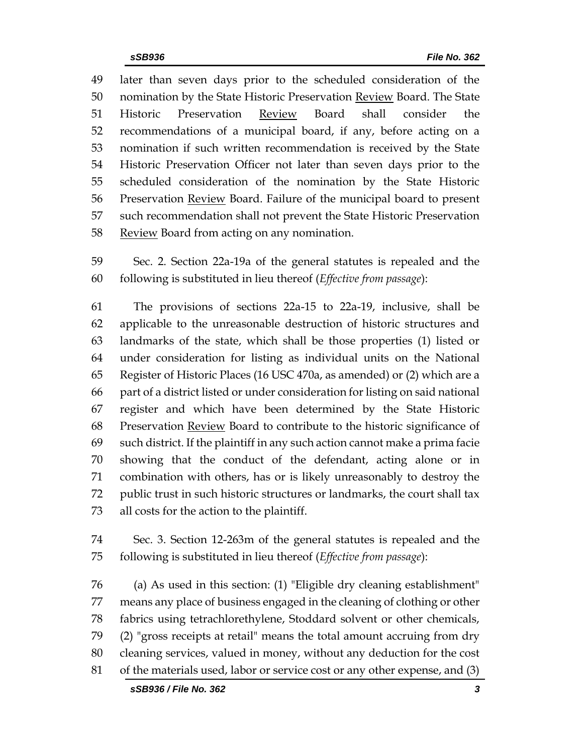later than seven days prior to the scheduled consideration of the nomination by the State Historic Preservation Review Board. The State Historic Preservation Review Board shall consider the recommendations of a municipal board, if any, before acting on a nomination if such written recommendation is received by the State Historic Preservation Officer not later than seven days prior to the scheduled consideration of the nomination by the State Historic Preservation Review Board. Failure of the municipal board to present such recommendation shall not prevent the State Historic Preservation Review Board from acting on any nomination.

Sec. 2. Section 22a-19a of the general statutes is repealed and the following is substituted in lieu thereof (*Effective from passage*):

The provisions of sections 22a-15 to 22a-19, inclusive, shall be applicable to the unreasonable destruction of historic structures and landmarks of the state, which shall be those properties (1) listed or under consideration for listing as individual units on the National Register of Historic Places (16 USC 470a, as amended) or (2) which are a part of a district listed or under consideration for listing on said national register and which have been determined by the State Historic Preservation Review Board to contribute to the historic significance of such district. If the plaintiff in any such action cannot make a prima facie showing that the conduct of the defendant, acting alone or in combination with others, has or is likely unreasonably to destroy the public trust in such historic structures or landmarks, the court shall tax all costs for the action to the plaintiff.

Sec. 3. Section 12-263m of the general statutes is repealed and the following is substituted in lieu thereof (*Effective from passage*):

(a) As used in this section: (1) "Eligible dry cleaning establishment" means any place of business engaged in the cleaning of clothing or other fabrics using tetrachlorethylene, Stoddard solvent or other chemicals, (2) "gross receipts at retail" means the total amount accruing from dry cleaning services, valued in money, without any deduction for the cost of the materials used, labor or service cost or any other expense, and (3)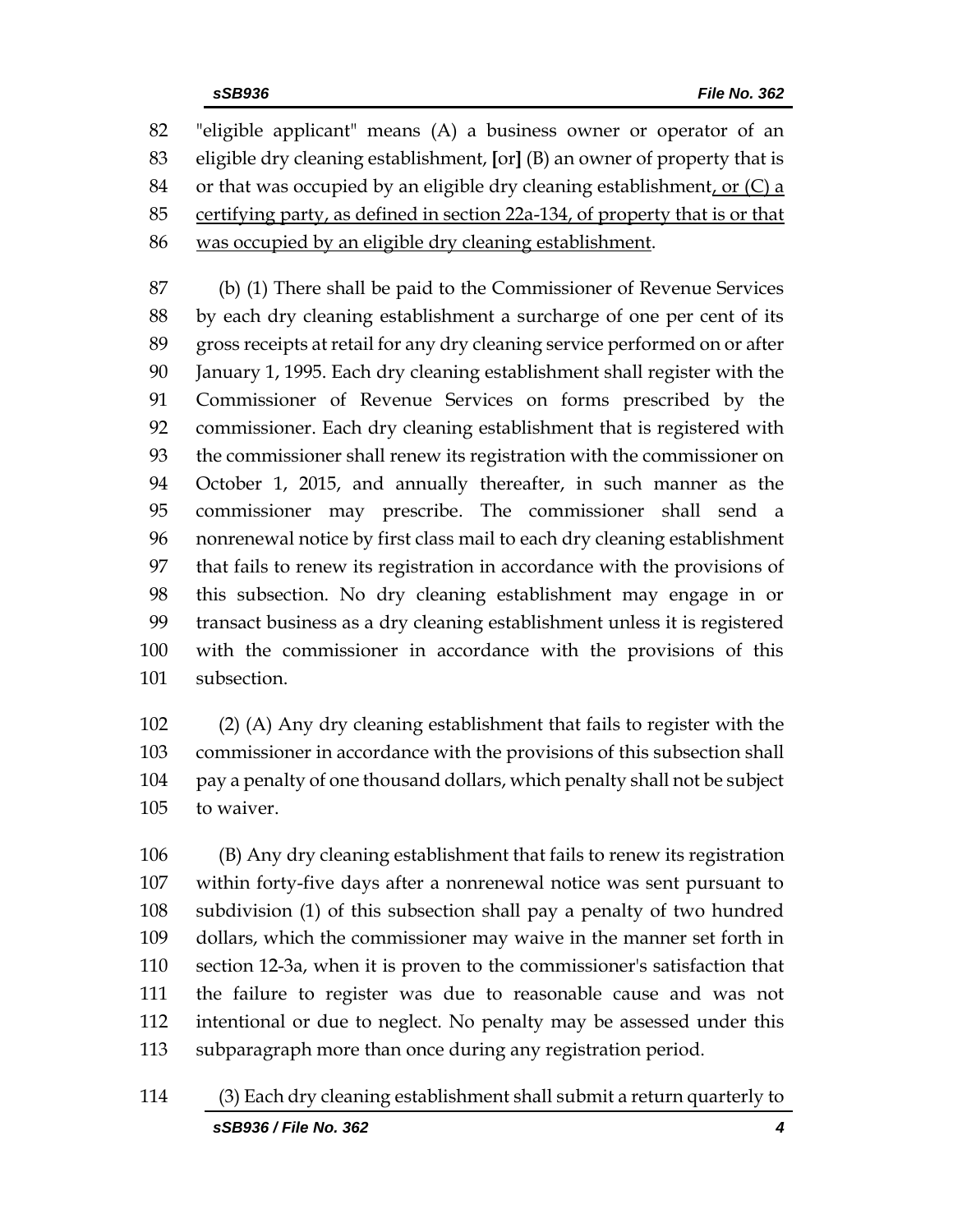"eligible applicant" means (A) a business owner or operator of an eligible dry cleaning establishment, [or] (B) an owner of property that is or that was occupied by an eligible dry cleaning establishment, or (C) a certifying party, as defined in section 22a-134, of property that is or that was occupied by an eligible dry cleaning establishment.

(b) (1) There shall be paid to the Commissioner of Revenue Services by each dry cleaning establishment a surcharge of one per cent of its gross receipts at retail for any dry cleaning service performed on or after January 1, 1995. Each dry cleaning establishment shall register with the Commissioner of Revenue Services on forms prescribed by the commissioner. Each dry cleaning establishment that is registered with the commissioner shall renew its registration with the commissioner on October 1, 2015, and annually thereafter, in such manner as the commissioner may prescribe. The commissioner shall send a nonrenewal notice by first class mail to each dry cleaning establishment that fails to renew its registration in accordance with the provisions of this subsection. No dry cleaning establishment may engage in or transact business as a dry cleaning establishment unless it is registered with the commissioner in accordance with the provisions of this subsection.

(2) (A) Any dry cleaning establishment that fails to register with the commissioner in accordance with the provisions of this subsection shall pay a penalty of one thousand dollars, which penalty shall not be subject to waiver.

(B) Any dry cleaning establishment that fails to renew its registration within forty-five days after a nonrenewal notice was sent pursuant to subdivision (1) of this subsection shall pay a penalty of two hundred dollars, which the commissioner may waive in the manner set forth in section 12-3a, when it is proven to the commissioner's satisfaction that the failure to register was due to reasonable cause and was not intentional or due to neglect. No penalty may be assessed under this subparagraph more than once during any registration period.

(3) Each dry cleaning establishment shall submit a return quarterly to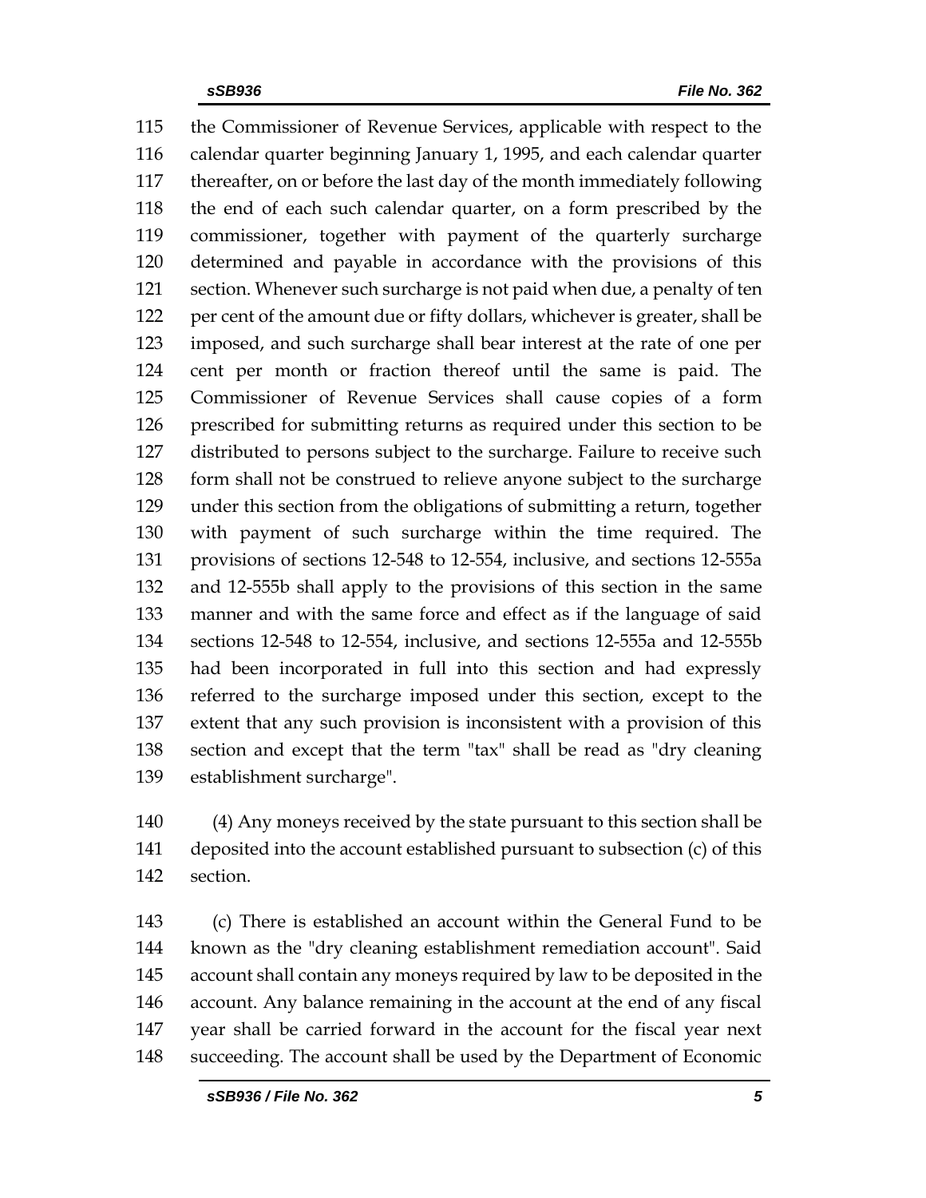the Commissioner of Revenue Services, applicable with respect to the calendar quarter beginning January 1, 1995, and each calendar quarter thereafter, on or before the last day of the month immediately following the end of each such calendar quarter, on a form prescribed by the commissioner, together with payment of the quarterly surcharge determined and payable in accordance with the provisions of this section. Whenever such surcharge is not paid when due, a penalty of ten per cent of the amount due or fifty dollars, whichever is greater, shall be imposed, and such surcharge shall bear interest at the rate of one per cent per month or fraction thereof until the same is paid. The Commissioner of Revenue Services shall cause copies of a form prescribed for submitting returns as required under this section to be distributed to persons subject to the surcharge. Failure to receive such form shall not be construed to relieve anyone subject to the surcharge under this section from the obligations of submitting a return, together with payment of such surcharge within the time required. The provisions of sections 12-548 to 12-554, inclusive, and sections 12-555a and 12-555b shall apply to the provisions of this section in the same manner and with the same force and effect as if the language of said sections 12-548 to 12-554, inclusive, and sections 12-555a and 12-555b had been incorporated in full into this section and had expressly referred to the surcharge imposed under this section, except to the extent that any such provision is inconsistent with a provision of this section and except that the term "tax" shall be read as "dry cleaning establishment surcharge".

(4) Any moneys received by the state pursuant to this section shall be deposited into the account established pursuant to subsection (c) of this section.

(c) There is established an account within the General Fund to be known as the "dry cleaning establishment remediation account". Said account shall contain any moneys required by law to be deposited in the account. Any balance remaining in the account at the end of any fiscal year shall be carried forward in the account for the fiscal year next succeeding. The account shall be used by the Department of Economic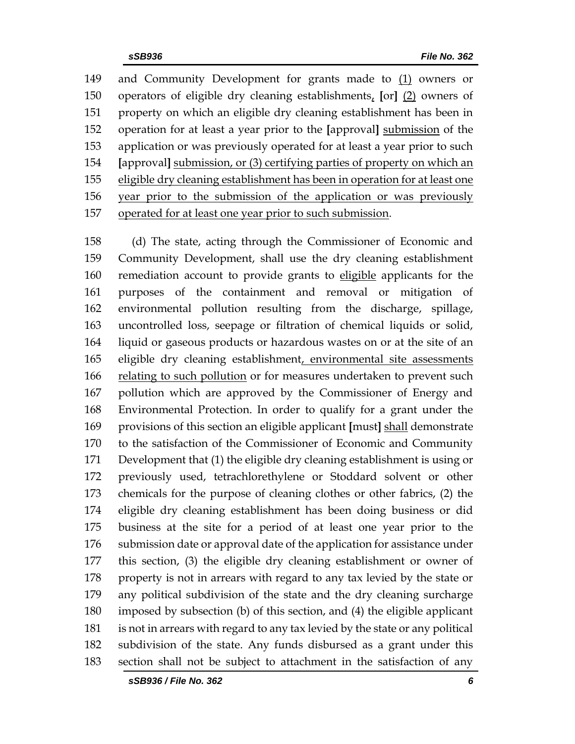149 and Community Development for grants made to <u>(1)</u> owners or
150 operators of eligible dry cleaning establishments<u>,</u> **[**or**]** <u>(2)</u> owners of
151 property on which an eligible dry cleaning establishment has been in
152 operation for at least a year prior to the **[**approval**]** <u>submission</u> of the
153 application or was previously operated for at least a year prior to such
154 **[**approval**]** <u>submission, or (3) certifying parties of property on which an</u>
155 <u>eligible dry cleaning establishment has been in operation for at least one</u>
156 <u>year prior to the submission of the application or was previously</u>
157 <u>operated for at least one year prior to such submission</u>.

158 (d) The state, acting through the Commissioner of Economic and
159 Community Development, shall use the dry cleaning establishment
160 remediation account to provide grants to <u>eligible</u> applicants for the
161 purposes of the containment and removal or mitigation of
162 environmental pollution resulting from the discharge, spillage,
163 uncontrolled loss, seepage or filtration of chemical liquids or solid,
164 liquid or gaseous products or hazardous wastes on or at the site of an
165 eligible dry cleaning establishment<u>, environmental site assessments</u>
166 <u>relating to such pollution</u> or for measures undertaken to prevent such
167 pollution which are approved by the Commissioner of Energy and
168 Environmental Protection. In order to qualify for a grant under the
169 provisions of this section an eligible applicant **[**must**]** <u>shall</u> demonstrate
170 to the satisfaction of the Commissioner of Economic and Community
171 Development that (1) the eligible dry cleaning establishment is using or
172 previously used, tetrachlorethylene or Stoddard solvent or other
173 chemicals for the purpose of cleaning clothes or other fabrics, (2) the
174 eligible dry cleaning establishment has been doing business or did
175 business at the site for a period of at least one year prior to the
176 submission date or approval date of the application for assistance under
177 this section, (3) the eligible dry cleaning establishment or owner of
178 property is not in arrears with regard to any tax levied by the state or
179 any political subdivision of the state and the dry cleaning surcharge
180 imposed by subsection (b) of this section, and (4) the eligible applicant
181 is not in arrears with regard to any tax levied by the state or any political
182 subdivision of the state. Any funds disbursed as a grant under this
183 section shall not be subject to attachment in the satisfaction of any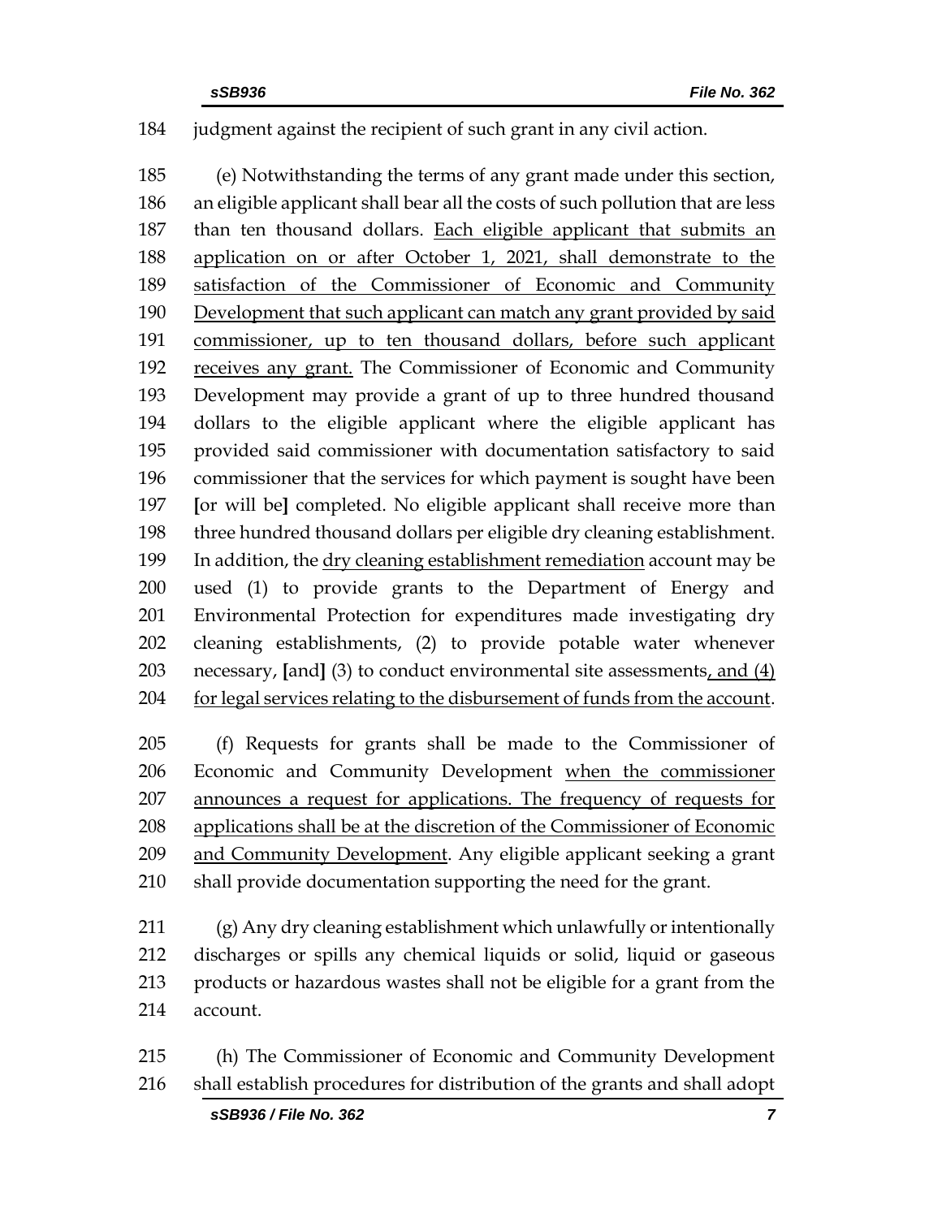judgment against the recipient of such grant in any civil action.

(e) Notwithstanding the terms of any grant made under this section, an eligible applicant shall bear all the costs of such pollution that are less than ten thousand dollars. <u>Each eligible applicant that submits an application on or after October 1, 2021, shall demonstrate to the satisfaction of the Commissioner of Economic and Community Development that such applicant can match any grant provided by said commissioner, up to ten thousand dollars, before such applicant receives any grant.</u> The Commissioner of Economic and Community Development may provide a grant of up to three hundred thousand dollars to the eligible applicant where the eligible applicant has provided said commissioner with documentation satisfactory to said commissioner that the services for which payment is sought have been **[**or will be**]** completed. No eligible applicant shall receive more than three hundred thousand dollars per eligible dry cleaning establishment. In addition, the <u>dry cleaning establishment remediation</u> account may be used (1) to provide grants to the Department of Energy and Environmental Protection for expenditures made investigating dry cleaning establishments, (2) to provide potable water whenever necessary, **[**and**]** (3) to conduct environmental site assessments<u>, and (4) for legal services relating to the disbursement of funds from the account</u>.

(f) Requests for grants shall be made to the Commissioner of Economic and Community Development <u>when the commissioner announces a request for applications. The frequency of requests for applications shall be at the discretion of the Commissioner of Economic and Community Development</u>. Any eligible applicant seeking a grant shall provide documentation supporting the need for the grant.

(g) Any dry cleaning establishment which unlawfully or intentionally discharges or spills any chemical liquids or solid, liquid or gaseous products or hazardous wastes shall not be eligible for a grant from the account.

(h) The Commissioner of Economic and Community Development shall establish procedures for distribution of the grants and shall adopt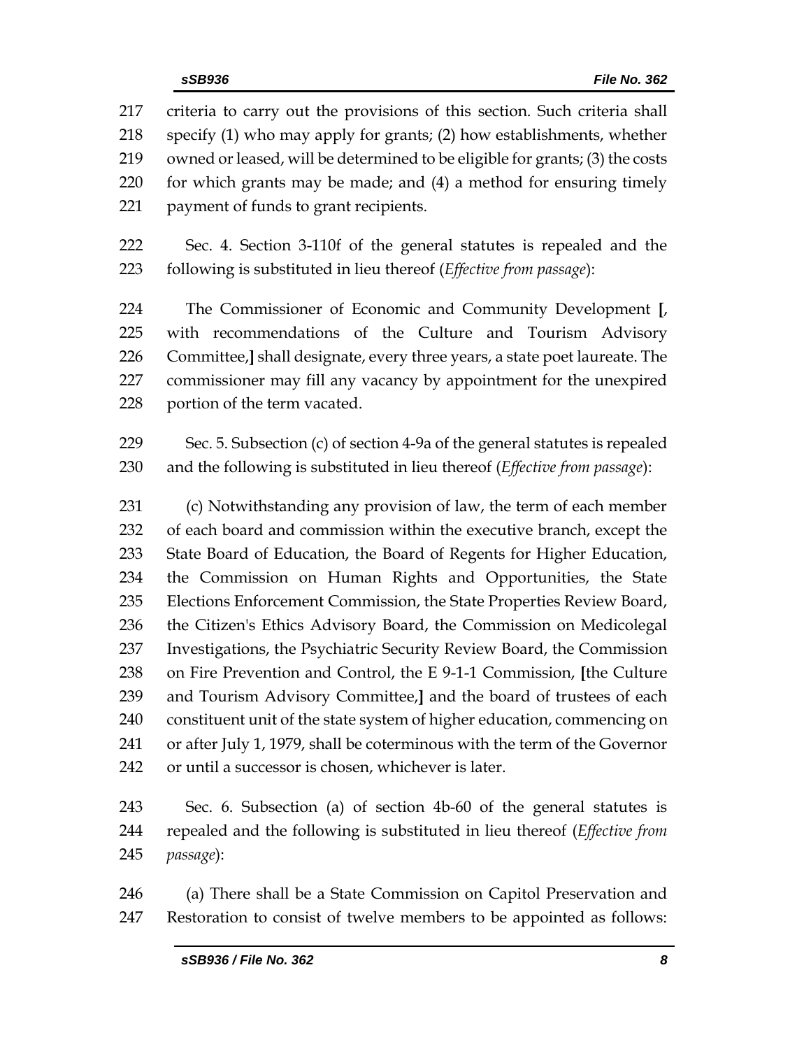217 criteria to carry out the provisions of this section. Such criteria shall
218 specify (1) who may apply for grants; (2) how establishments, whether
219 owned or leased, will be determined to be eligible for grants; (3) the costs
220 for which grants may be made; and (4) a method for ensuring timely
221 payment of funds to grant recipients.

222 Sec. 4. Section 3-110f of the general statutes is repealed and the
223 following is substituted in lieu thereof (*Effective from passage*):

224 The Commissioner of Economic and Community Development **[**,
225 with recommendations of the Culture and Tourism Advisory
226 Committee,**]** shall designate, every three years, a state poet laureate. The
227 commissioner may fill any vacancy by appointment for the unexpired
228 portion of the term vacated.

229 Sec. 5. Subsection (c) of section 4-9a of the general statutes is repealed
230 and the following is substituted in lieu thereof (*Effective from passage*):

231 (c) Notwithstanding any provision of law, the term of each member
232 of each board and commission within the executive branch, except the
233 State Board of Education, the Board of Regents for Higher Education,
234 the Commission on Human Rights and Opportunities, the State
235 Elections Enforcement Commission, the State Properties Review Board,
236 the Citizen's Ethics Advisory Board, the Commission on Medicolegal
237 Investigations, the Psychiatric Security Review Board, the Commission
238 on Fire Prevention and Control, the E 9-1-1 Commission, **[**the Culture
239 and Tourism Advisory Committee,**]** and the board of trustees of each
240 constituent unit of the state system of higher education, commencing on
241 or after July 1, 1979, shall be coterminous with the term of the Governor
242 or until a successor is chosen, whichever is later.

243 Sec. 6. Subsection (a) of section 4b-60 of the general statutes is
244 repealed and the following is substituted in lieu thereof (*Effective from*
245 *passage*):

246 (a) There shall be a State Commission on Capitol Preservation and
247 Restoration to consist of twelve members to be appointed as follows: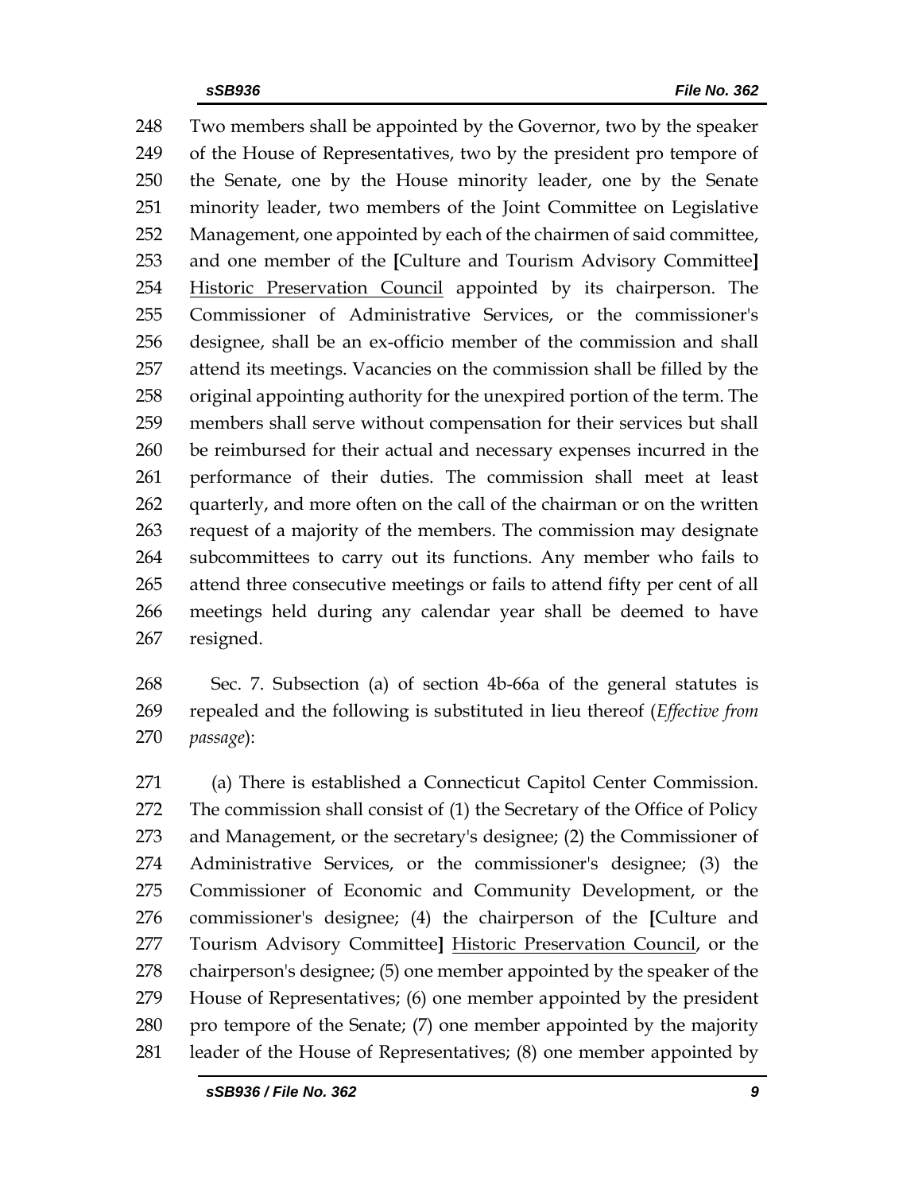248 Two members shall be appointed by the Governor, two by the speaker
249 of the House of Representatives, two by the president pro tempore of
250 the Senate, one by the House minority leader, one by the Senate
251 minority leader, two members of the Joint Committee on Legislative
252 Management, one appointed by each of the chairmen of said committee,
253 and one member of the **[**Culture and Tourism Advisory Committee**]**
254 <u>Historic Preservation Council</u> appointed by its chairperson. The
255 Commissioner of Administrative Services, or the commissioner's
256 designee, shall be an ex-officio member of the commission and shall
257 attend its meetings. Vacancies on the commission shall be filled by the
258 original appointing authority for the unexpired portion of the term. The
259 members shall serve without compensation for their services but shall
260 be reimbursed for their actual and necessary expenses incurred in the
261 performance of their duties. The commission shall meet at least
262 quarterly, and more often on the call of the chairman or on the written
263 request of a majority of the members. The commission may designate
264 subcommittees to carry out its functions. Any member who fails to
265 attend three consecutive meetings or fails to attend fifty per cent of all
266 meetings held during any calendar year shall be deemed to have
267 resigned.

268 Sec. 7. Subsection (a) of section 4b-66a of the general statutes is
269 repealed and the following is substituted in lieu thereof (*Effective from*
270 *passage*):

271 (a) There is established a Connecticut Capitol Center Commission.
272 The commission shall consist of (1) the Secretary of the Office of Policy
273 and Management, or the secretary's designee; (2) the Commissioner of
274 Administrative Services, or the commissioner's designee; (3) the
275 Commissioner of Economic and Community Development, or the
276 commissioner's designee; (4) the chairperson of the **[**Culture and
277 Tourism Advisory Committee**]** <u>Historic Preservation Council</u>, or the
278 chairperson's designee; (5) one member appointed by the speaker of the
279 House of Representatives; (6) one member appointed by the president
280 pro tempore of the Senate; (7) one member appointed by the majority
281 leader of the House of Representatives; (8) one member appointed by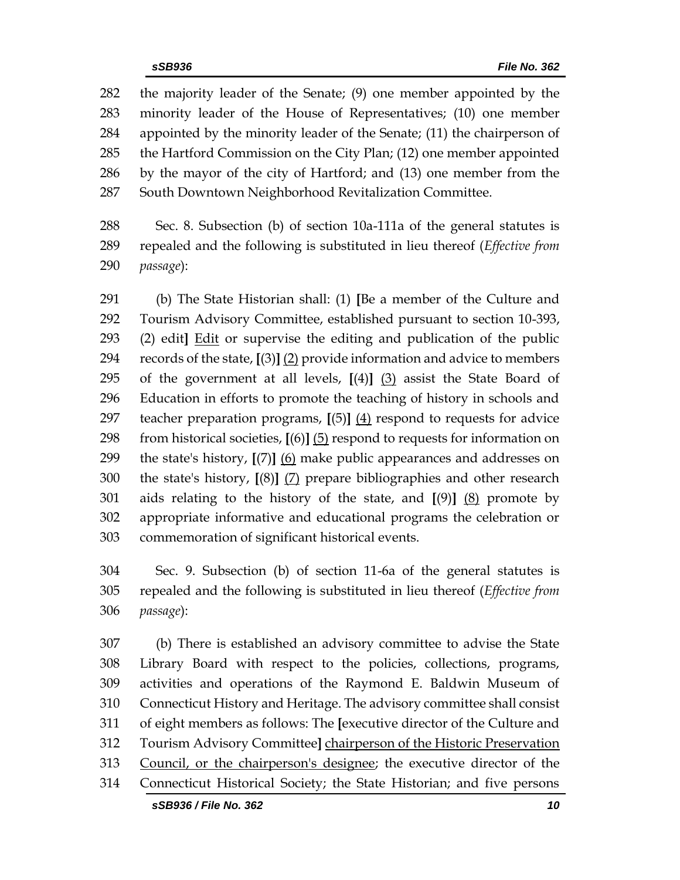282 the majority leader of the Senate; (9) one member appointed by the
283 minority leader of the House of Representatives; (10) one member
284 appointed by the minority leader of the Senate; (11) the chairperson of
285 the Hartford Commission on the City Plan; (12) one member appointed
286 by the mayor of the city of Hartford; and (13) one member from the
287 South Downtown Neighborhood Revitalization Committee.

288 Sec. 8. Subsection (b) of section 10a-111a of the general statutes is
289 repealed and the following is substituted in lieu thereof (*Effective from*
290 *passage*):

291 (b) The State Historian shall: (1) **[**Be a member of the Culture and
292 Tourism Advisory Committee, established pursuant to section 10-393,
293 (2) edit**]** <u>Edit</u> or supervise the editing and publication of the public
294 records of the state, **[**(3)**]** <u>(2)</u> provide information and advice to members
295 of the government at all levels, **[**(4)**]** <u>(3)</u> assist the State Board of
296 Education in efforts to promote the teaching of history in schools and
297 teacher preparation programs, **[**(5)**]** <u>(4)</u> respond to requests for advice
298 from historical societies, **[**(6)**]** <u>(5)</u> respond to requests for information on
299 the state's history, **[**(7)**]** <u>(6)</u> make public appearances and addresses on
300 the state's history, **[**(8)**]** <u>(7)</u> prepare bibliographies and other research
301 aids relating to the history of the state, and **[**(9)**]** <u>(8)</u> promote by
302 appropriate informative and educational programs the celebration or
303 commemoration of significant historical events.

304 Sec. 9. Subsection (b) of section 11-6a of the general statutes is
305 repealed and the following is substituted in lieu thereof (*Effective from*
306 *passage*):

307 (b) There is established an advisory committee to advise the State
308 Library Board with respect to the policies, collections, programs,
309 activities and operations of the Raymond E. Baldwin Museum of
310 Connecticut History and Heritage. The advisory committee shall consist
311 of eight members as follows: The **[**executive director of the Culture and
312 Tourism Advisory Committee**]** <u>chairperson of the Historic Preservation</u>
313 <u>Council, or the chairperson's designee</u>; the executive director of the
314 Connecticut Historical Society; the State Historian; and five persons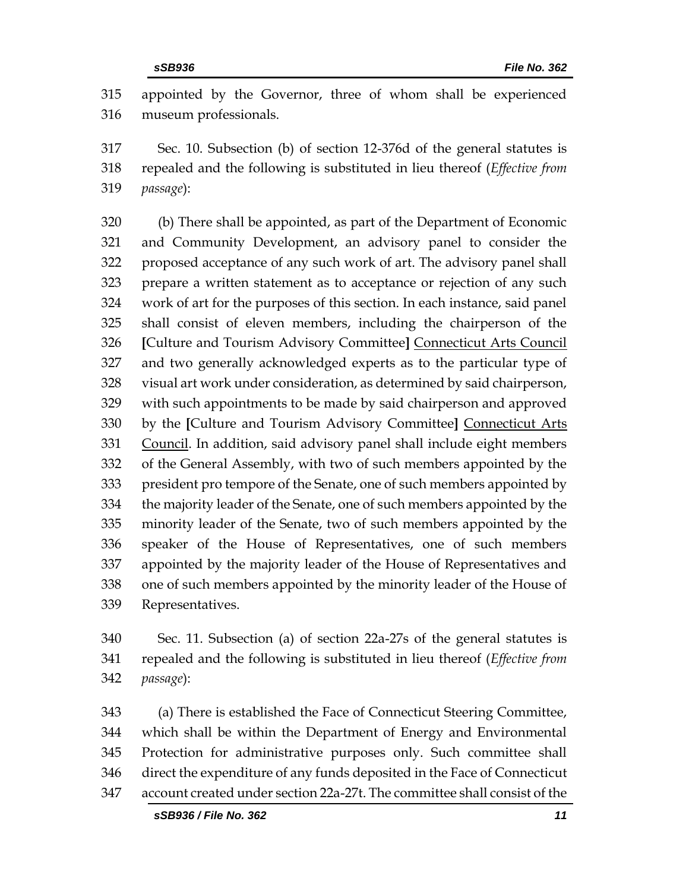appointed by the Governor, three of whom shall be experienced museum professionals.

Sec. 10. Subsection (b) of section 12-376d of the general statutes is repealed and the following is substituted in lieu thereof (*Effective from passage*):

(b) There shall be appointed, as part of the Department of Economic and Community Development, an advisory panel to consider the proposed acceptance of any such work of art. The advisory panel shall prepare a written statement as to acceptance or rejection of any such work of art for the purposes of this section. In each instance, said panel shall consist of eleven members, including the chairperson of the **[**Culture and Tourism Advisory Committee**]** <u>Connecticut Arts Council</u> and two generally acknowledged experts as to the particular type of visual art work under consideration, as determined by said chairperson, with such appointments to be made by said chairperson and approved by the **[**Culture and Tourism Advisory Committee**]** <u>Connecticut Arts Council</u>. In addition, said advisory panel shall include eight members of the General Assembly, with two of such members appointed by the president pro tempore of the Senate, one of such members appointed by the majority leader of the Senate, one of such members appointed by the minority leader of the Senate, two of such members appointed by the speaker of the House of Representatives, one of such members appointed by the majority leader of the House of Representatives and one of such members appointed by the minority leader of the House of Representatives.

Sec. 11. Subsection (a) of section 22a-27s of the general statutes is repealed and the following is substituted in lieu thereof (*Effective from passage*):

(a) There is established the Face of Connecticut Steering Committee, which shall be within the Department of Energy and Environmental Protection for administrative purposes only. Such committee shall direct the expenditure of any funds deposited in the Face of Connecticut account created under section 22a-27t. The committee shall consist of the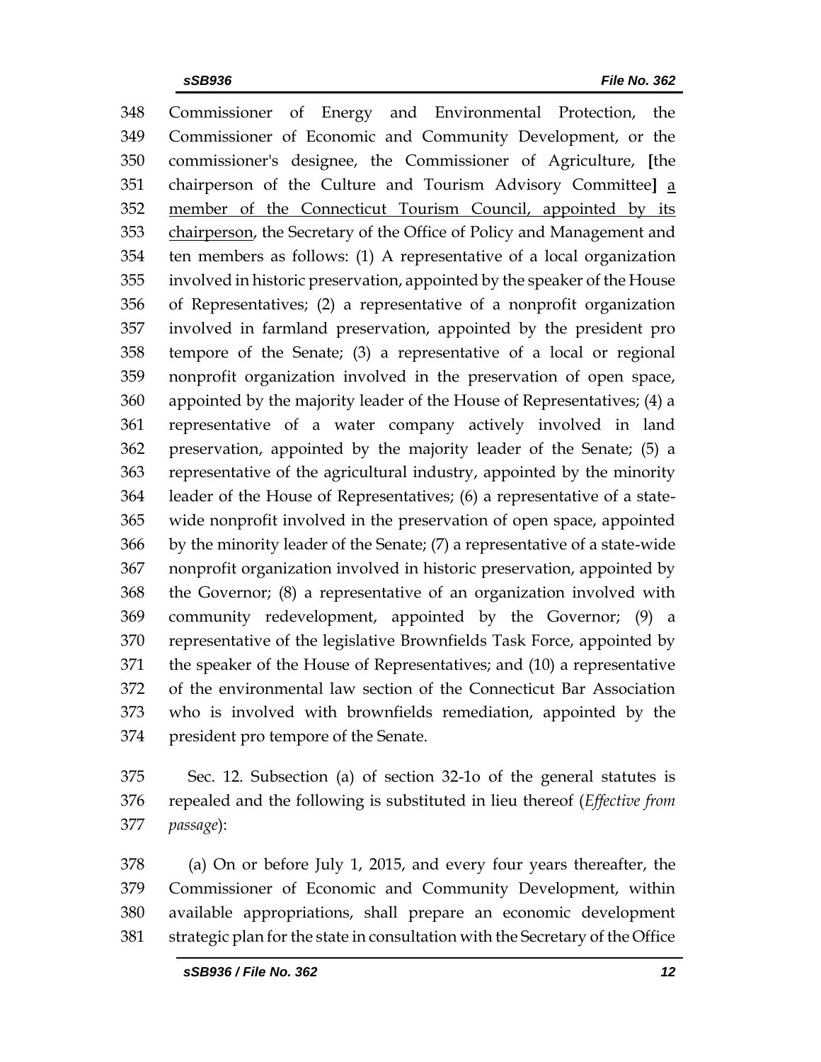348 Commissioner of Energy and Environmental Protection, the
349 Commissioner of Economic and Community Development, or the
350 commissioner's designee, the Commissioner of Agriculture, [the
351 chairperson of the Culture and Tourism Advisory Committee] <u>a</u>
352 <u>member of the Connecticut Tourism Council, appointed by its</u>
353 <u>chairperson</u>, the Secretary of the Office of Policy and Management and
354 ten members as follows: (1) A representative of a local organization
355 involved in historic preservation, appointed by the speaker of the House
356 of Representatives; (2) a representative of a nonprofit organization
357 involved in farmland preservation, appointed by the president pro
358 tempore of the Senate; (3) a representative of a local or regional
359 nonprofit organization involved in the preservation of open space,
360 appointed by the majority leader of the House of Representatives; (4) a
361 representative of a water company actively involved in land
362 preservation, appointed by the majority leader of the Senate; (5) a
363 representative of the agricultural industry, appointed by the minority
364 leader of the House of Representatives; (6) a representative of a state-
365 wide nonprofit involved in the preservation of open space, appointed
366 by the minority leader of the Senate; (7) a representative of a state-wide
367 nonprofit organization involved in historic preservation, appointed by
368 the Governor; (8) a representative of an organization involved with
369 community redevelopment, appointed by the Governor; (9) a
370 representative of the legislative Brownfields Task Force, appointed by
371 the speaker of the House of Representatives; and (10) a representative
372 of the environmental law section of the Connecticut Bar Association
373 who is involved with brownfields remediation, appointed by the
374 president pro tempore of the Senate.

375 Sec. 12. Subsection (a) of section 32-1o of the general statutes is
376 repealed and the following is substituted in lieu thereof (*Effective from*
377 *passage*):

378 (a) On or before July 1, 2015, and every four years thereafter, the
379 Commissioner of Economic and Community Development, within
380 available appropriations, shall prepare an economic development
381 strategic plan for the state in consultation with the Secretary of the Office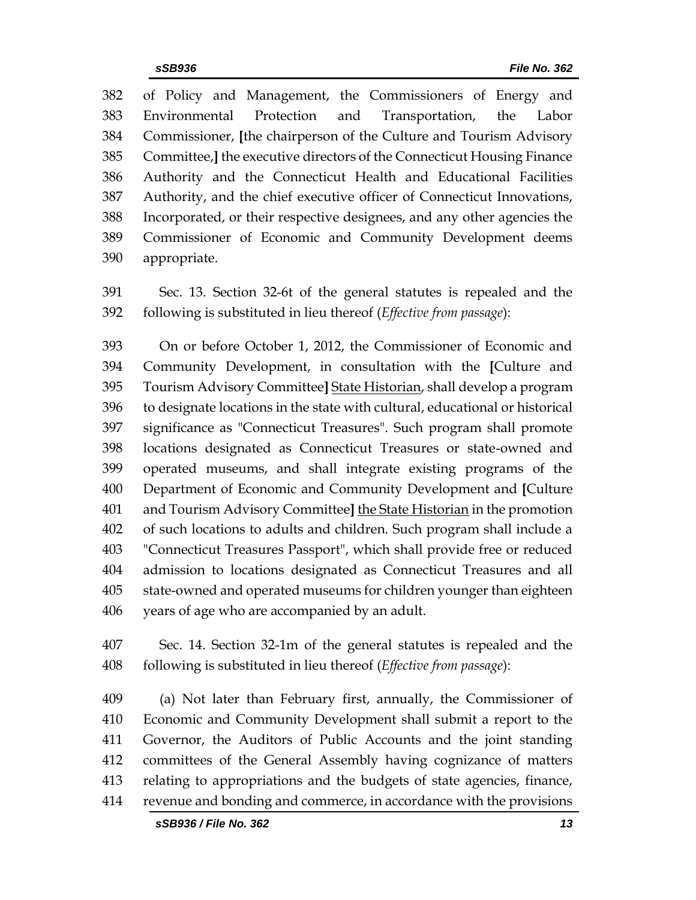382 of Policy and Management, the Commissioners of Energy and
383 Environmental Protection and Transportation, the Labor
384 Commissioner, [the chairperson of the Culture and Tourism Advisory
385 Committee,] the executive directors of the Connecticut Housing Finance
386 Authority and the Connecticut Health and Educational Facilities
387 Authority, and the chief executive officer of Connecticut Innovations,
388 Incorporated, or their respective designees, and any other agencies the
389 Commissioner of Economic and Community Development deems
390 appropriate.

391 Sec. 13. Section 32-6t of the general statutes is repealed and the
392 following is substituted in lieu thereof (*Effective from passage*):

393 On or before October 1, 2012, the Commissioner of Economic and
394 Community Development, in consultation with the [Culture and
395 Tourism Advisory Committee] <u>State Historian</u>, shall develop a program
396 to designate locations in the state with cultural, educational or historical
397 significance as "Connecticut Treasures". Such program shall promote
398 locations designated as Connecticut Treasures or state-owned and
399 operated museums, and shall integrate existing programs of the
400 Department of Economic and Community Development and [Culture
401 and Tourism Advisory Committee] <u>the State Historian</u> in the promotion
402 of such locations to adults and children. Such program shall include a
403 "Connecticut Treasures Passport", which shall provide free or reduced
404 admission to locations designated as Connecticut Treasures and all
405 state-owned and operated museums for children younger than eighteen
406 years of age who are accompanied by an adult.

407 Sec. 14. Section 32-1m of the general statutes is repealed and the
408 following is substituted in lieu thereof (*Effective from passage*):

409 (a) Not later than February first, annually, the Commissioner of
410 Economic and Community Development shall submit a report to the
411 Governor, the Auditors of Public Accounts and the joint standing
412 committees of the General Assembly having cognizance of matters
413 relating to appropriations and the budgets of state agencies, finance,
414 revenue and bonding and commerce, in accordance with the provisions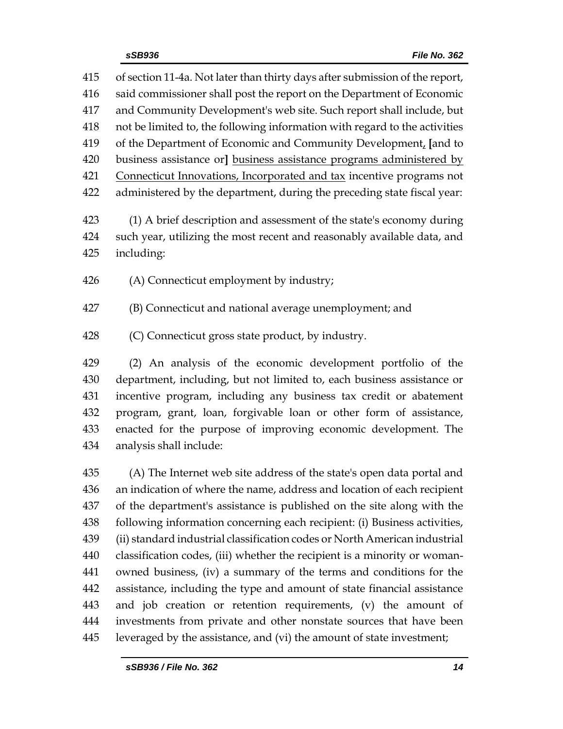415 of section 11-4a. Not later than thirty days after submission of the report,
416 said commissioner shall post the report on the Department of Economic
417 and Community Development's web site. Such report shall include, but
418 not be limited to, the following information with regard to the activities
419 of the Department of Economic and Community Development, [and to
420 business assistance or] business assistance programs administered by
421 Connecticut Innovations, Incorporated and tax incentive programs not
422 administered by the department, during the preceding state fiscal year:

423 (1) A brief description and assessment of the state's economy during
424 such year, utilizing the most recent and reasonably available data, and
425 including:

426 (A) Connecticut employment by industry;

427 (B) Connecticut and national average unemployment; and

428 (C) Connecticut gross state product, by industry.

429 (2) An analysis of the economic development portfolio of the
430 department, including, but not limited to, each business assistance or
431 incentive program, including any business tax credit or abatement
432 program, grant, loan, forgivable loan or other form of assistance,
433 enacted for the purpose of improving economic development. The
434 analysis shall include:

435 (A) The Internet web site address of the state's open data portal and
436 an indication of where the name, address and location of each recipient
437 of the department's assistance is published on the site along with the
438 following information concerning each recipient: (i) Business activities,
439 (ii) standard industrial classification codes or North American industrial
440 classification codes, (iii) whether the recipient is a minority or woman-
441 owned business, (iv) a summary of the terms and conditions for the
442 assistance, including the type and amount of state financial assistance
443 and job creation or retention requirements, (v) the amount of
444 investments from private and other nonstate sources that have been
445 leveraged by the assistance, and (vi) the amount of state investment;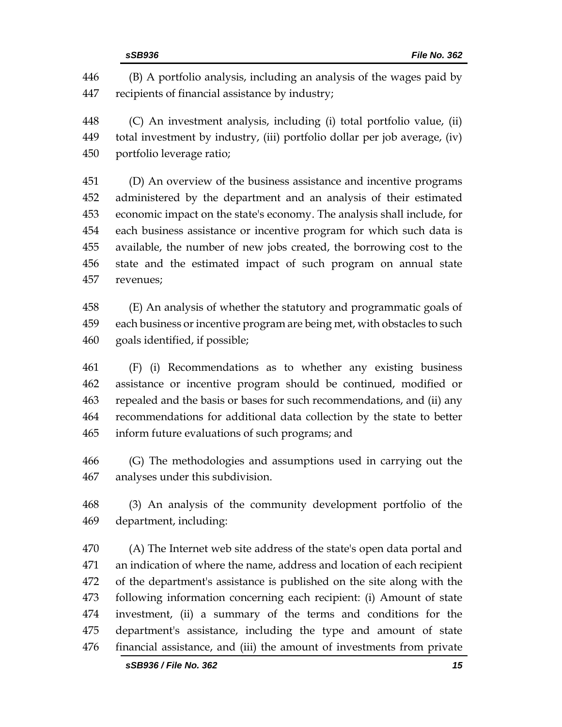(B) A portfolio analysis, including an analysis of the wages paid by recipients of financial assistance by industry;

(C) An investment analysis, including (i) total portfolio value, (ii) total investment by industry, (iii) portfolio dollar per job average, (iv) portfolio leverage ratio;

(D) An overview of the business assistance and incentive programs administered by the department and an analysis of their estimated economic impact on the state's economy. The analysis shall include, for each business assistance or incentive program for which such data is available, the number of new jobs created, the borrowing cost to the state and the estimated impact of such program on annual state revenues;

(E) An analysis of whether the statutory and programmatic goals of each business or incentive program are being met, with obstacles to such goals identified, if possible;

(F) (i) Recommendations as to whether any existing business assistance or incentive program should be continued, modified or repealed and the basis or bases for such recommendations, and (ii) any recommendations for additional data collection by the state to better inform future evaluations of such programs; and

(G) The methodologies and assumptions used in carrying out the analyses under this subdivision.

(3) An analysis of the community development portfolio of the department, including:

(A) The Internet web site address of the state's open data portal and an indication of where the name, address and location of each recipient of the department's assistance is published on the site along with the following information concerning each recipient: (i) Amount of state investment, (ii) a summary of the terms and conditions for the department's assistance, including the type and amount of state financial assistance, and (iii) the amount of investments from private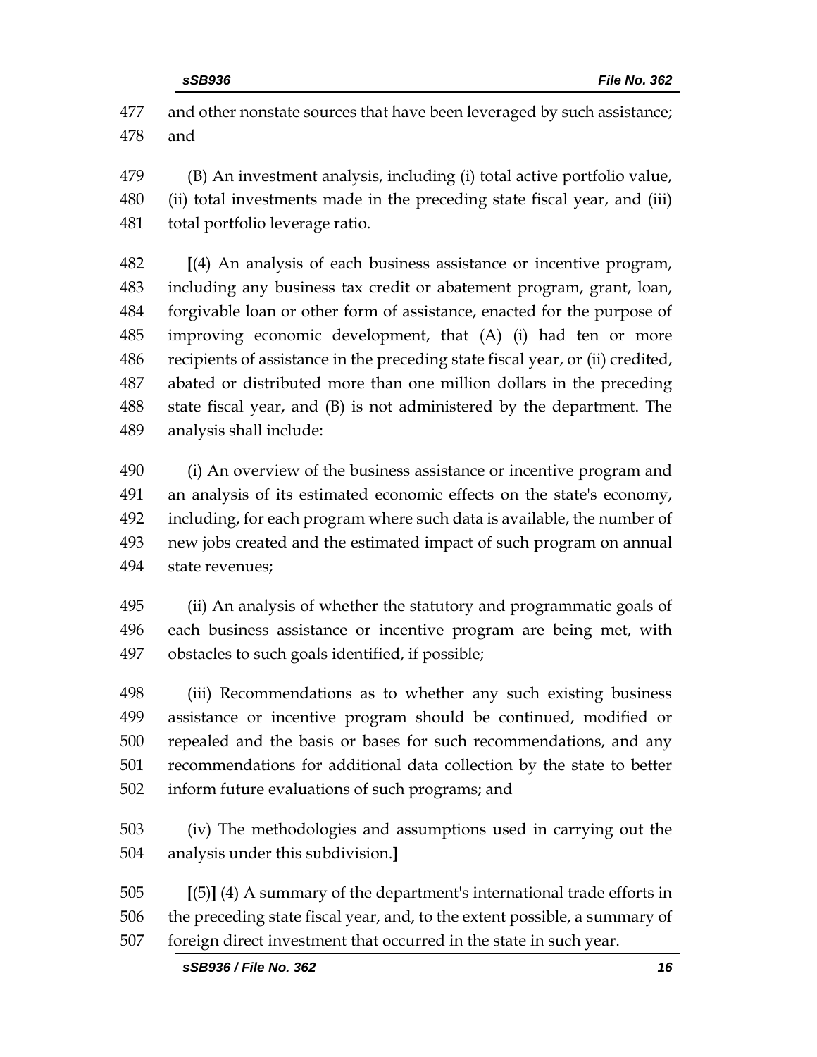and other nonstate sources that have been leveraged by such assistance; and

(B) An investment analysis, including (i) total active portfolio value, (ii) total investments made in the preceding state fiscal year, and (iii) total portfolio leverage ratio.

**[**(4) An analysis of each business assistance or incentive program, including any business tax credit or abatement program, grant, loan, forgivable loan or other form of assistance, enacted for the purpose of improving economic development, that (A) (i) had ten or more recipients of assistance in the preceding state fiscal year, or (ii) credited, abated or distributed more than one million dollars in the preceding state fiscal year, and (B) is not administered by the department. The analysis shall include:

(i) An overview of the business assistance or incentive program and an analysis of its estimated economic effects on the state's economy, including, for each program where such data is available, the number of new jobs created and the estimated impact of such program on annual state revenues;

(ii) An analysis of whether the statutory and programmatic goals of each business assistance or incentive program are being met, with obstacles to such goals identified, if possible;

(iii) Recommendations as to whether any such existing business assistance or incentive program should be continued, modified or repealed and the basis or bases for such recommendations, and any recommendations for additional data collection by the state to better inform future evaluations of such programs; and

(iv) The methodologies and assumptions used in carrying out the analysis under this subdivision.**]**

**[**(5)**]** <u>(4)</u> A summary of the department's international trade efforts in the preceding state fiscal year, and, to the extent possible, a summary of foreign direct investment that occurred in the state in such year.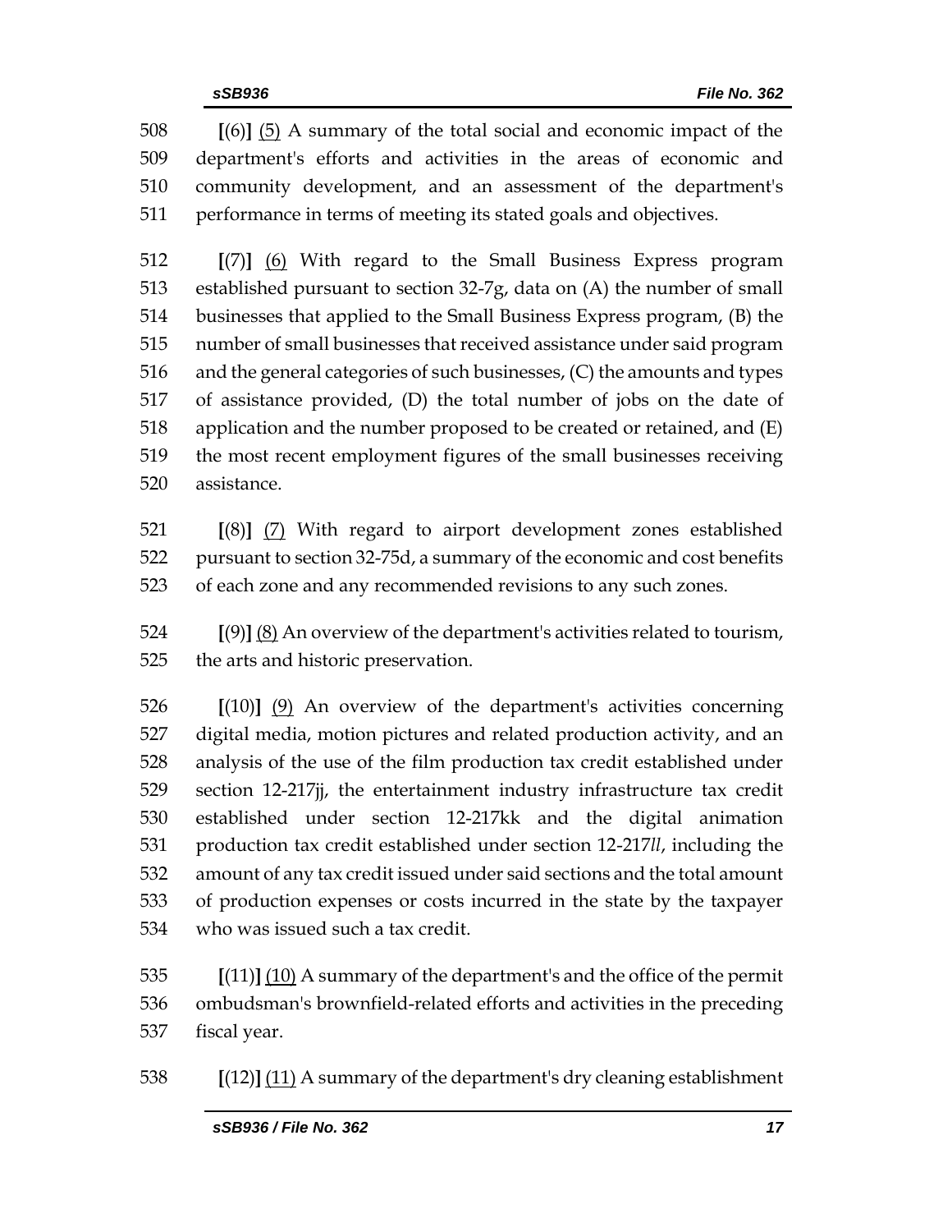508 **[**(6)**]** (5) A summary of the total social and economic impact of the 509 department's efforts and activities in the areas of economic and 510 community development, and an assessment of the department's 511 performance in terms of meeting its stated goals and objectives.

512 **[**(7)**]** (6) With regard to the Small Business Express program 513 established pursuant to section 32-7g, data on (A) the number of small 514 businesses that applied to the Small Business Express program, (B) the 515 number of small businesses that received assistance under said program 516 and the general categories of such businesses, (C) the amounts and types 517 of assistance provided, (D) the total number of jobs on the date of 518 application and the number proposed to be created or retained, and (E) 519 the most recent employment figures of the small businesses receiving 520 assistance.

521 **[**(8)**]** (7) With regard to airport development zones established 522 pursuant to section 32-75d, a summary of the economic and cost benefits 523 of each zone and any recommended revisions to any such zones.

524 **[**(9)**]** (8) An overview of the department's activities related to tourism, 525 the arts and historic preservation.

526 **[**(10)**]** (9) An overview of the department's activities concerning 527 digital media, motion pictures and related production activity, and an 528 analysis of the use of the film production tax credit established under 529 section 12-217jj, the entertainment industry infrastructure tax credit 530 established under section 12-217kk and the digital animation 531 production tax credit established under section 12-217*ll*, including the 532 amount of any tax credit issued under said sections and the total amount 533 of production expenses or costs incurred in the state by the taxpayer 534 who was issued such a tax credit.

535 **[**(11)**]** (10) A summary of the department's and the office of the permit 536 ombudsman's brownfield-related efforts and activities in the preceding 537 fiscal year.

538 **[**(12)**]** (11) A summary of the department's dry cleaning establishment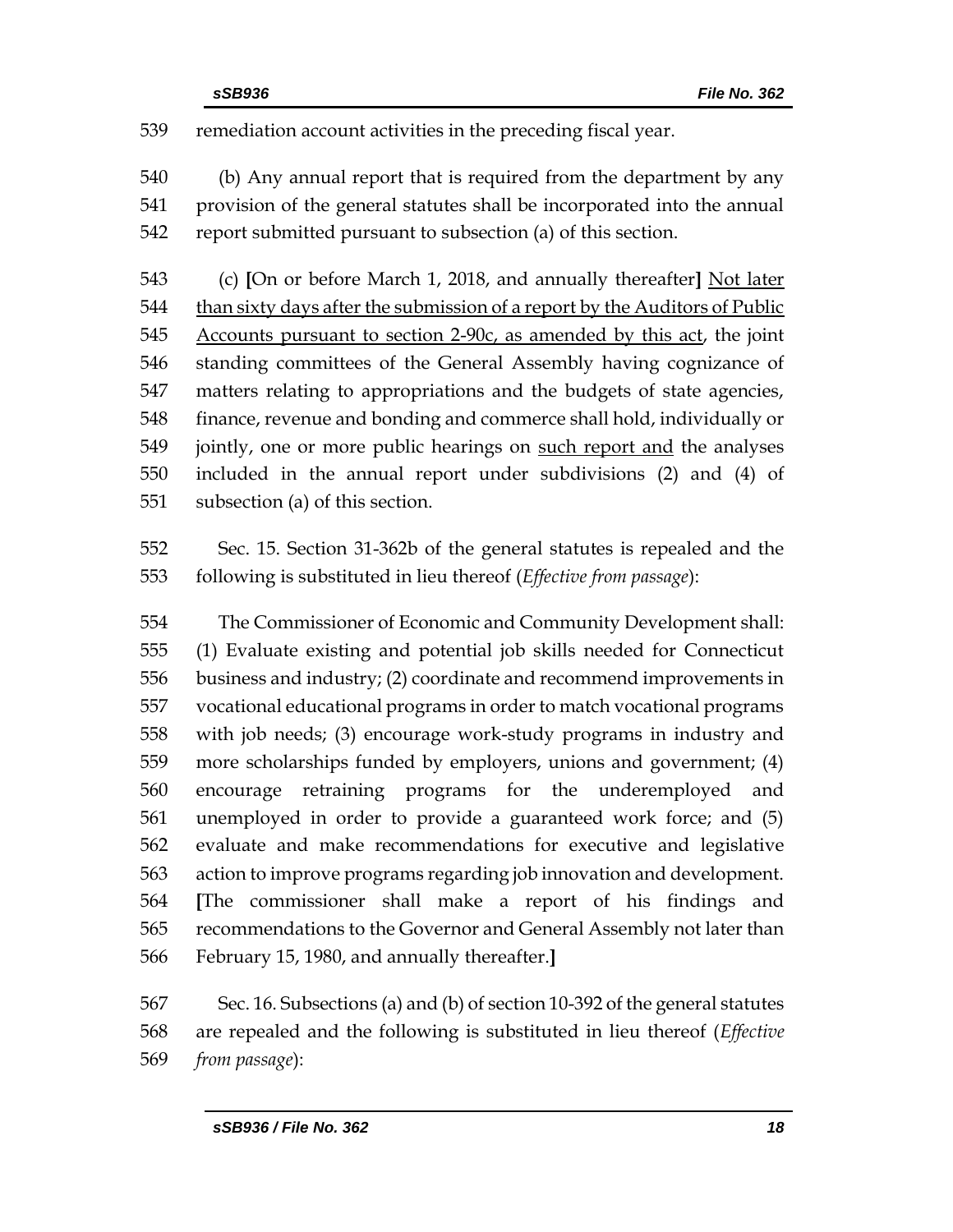539 remediation account activities in the preceding fiscal year.

540 (b) Any annual report that is required from the department by any
541 provision of the general statutes shall be incorporated into the annual
542 report submitted pursuant to subsection (a) of this section.

543 (c) **[**On or before March 1, 2018, and annually thereafter**]** <u>Not later</u>
544 <u>than sixty days after the submission of a report by the Auditors of Public</u>
545 <u>Accounts pursuant to section 2-90c, as amended by this act</u>, the joint
546 standing committees of the General Assembly having cognizance of
547 matters relating to appropriations and the budgets of state agencies,
548 finance, revenue and bonding and commerce shall hold, individually or
549 jointly, one or more public hearings on <u>such report and</u> the analyses
550 included in the annual report under subdivisions (2) and (4) of
551 subsection (a) of this section.

552 Sec. 15. Section 31-362b of the general statutes is repealed and the
553 following is substituted in lieu thereof (*Effective from passage*):

554 The Commissioner of Economic and Community Development shall:
555 (1) Evaluate existing and potential job skills needed for Connecticut
556 business and industry; (2) coordinate and recommend improvements in
557 vocational educational programs in order to match vocational programs
558 with job needs; (3) encourage work-study programs in industry and
559 more scholarships funded by employers, unions and government; (4)
560 encourage retraining programs for the underemployed and
561 unemployed in order to provide a guaranteed work force; and (5)
562 evaluate and make recommendations for executive and legislative
563 action to improve programs regarding job innovation and development.
564 **[**The commissioner shall make a report of his findings and
565 recommendations to the Governor and General Assembly not later than
566 February 15, 1980, and annually thereafter.**]**

567 Sec. 16. Subsections (a) and (b) of section 10-392 of the general statutes
568 are repealed and the following is substituted in lieu thereof (*Effective*
569 *from passage*):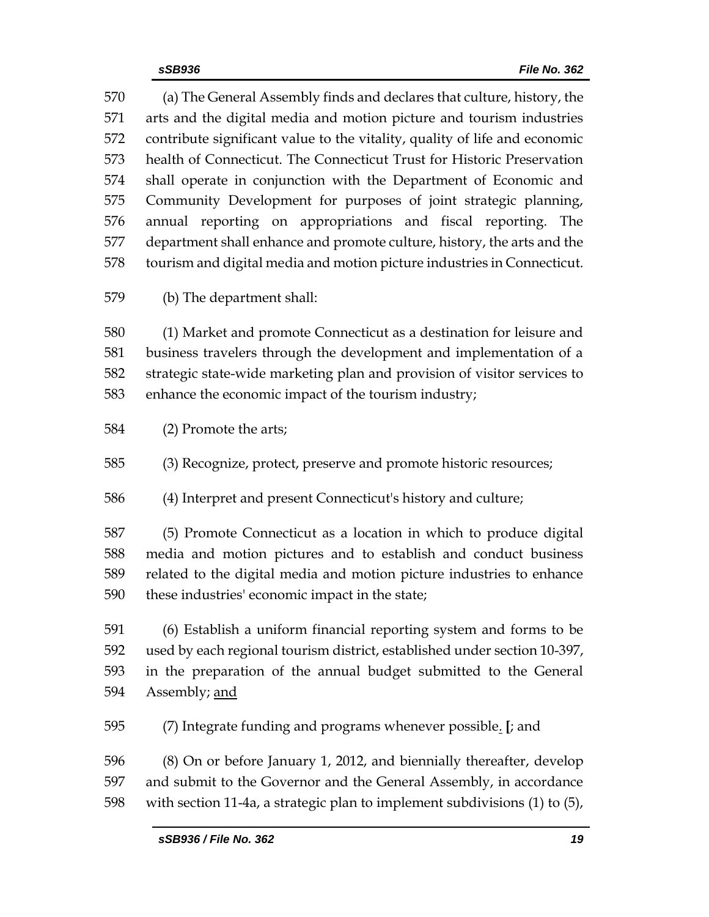(a) The General Assembly finds and declares that culture, history, the arts and the digital media and motion picture and tourism industries contribute significant value to the vitality, quality of life and economic health of Connecticut. The Connecticut Trust for Historic Preservation shall operate in conjunction with the Department of Economic and Community Development for purposes of joint strategic planning, annual reporting on appropriations and fiscal reporting. The department shall enhance and promote culture, history, the arts and the tourism and digital media and motion picture industries in Connecticut.

(b) The department shall:

(1) Market and promote Connecticut as a destination for leisure and business travelers through the development and implementation of a strategic state-wide marketing plan and provision of visitor services to enhance the economic impact of the tourism industry;

(2) Promote the arts;

(3) Recognize, protect, preserve and promote historic resources;

(4) Interpret and present Connecticut's history and culture;

(5) Promote Connecticut as a location in which to produce digital media and motion pictures and to establish and conduct business related to the digital media and motion picture industries to enhance these industries' economic impact in the state;

(6) Establish a uniform financial reporting system and forms to be used by each regional tourism district, established under section 10-397, in the preparation of the annual budget submitted to the General Assembly; <u>and</u>

(7) Integrate funding and programs whenever possible<u>.</u> **[**; and

(8) On or before January 1, 2012, and biennially thereafter, develop and submit to the Governor and the General Assembly, in accordance with section 11-4a, a strategic plan to implement subdivisions (1) to (5),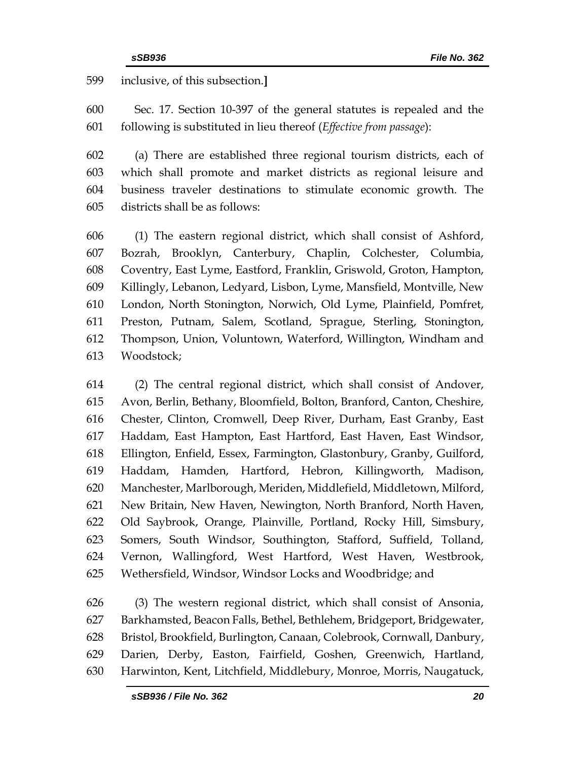inclusive, of this subsection.]

Sec. 17. Section 10-397 of the general statutes is repealed and the following is substituted in lieu thereof (*Effective from passage*):

(a) There are established three regional tourism districts, each of which shall promote and market districts as regional leisure and business traveler destinations to stimulate economic growth. The districts shall be as follows:

(1) The eastern regional district, which shall consist of Ashford, Bozrah, Brooklyn, Canterbury, Chaplin, Colchester, Columbia, Coventry, East Lyme, Eastford, Franklin, Griswold, Groton, Hampton, Killingly, Lebanon, Ledyard, Lisbon, Lyme, Mansfield, Montville, New London, North Stonington, Norwich, Old Lyme, Plainfield, Pomfret, Preston, Putnam, Salem, Scotland, Sprague, Sterling, Stonington, Thompson, Union, Voluntown, Waterford, Willington, Windham and Woodstock;

(2) The central regional district, which shall consist of Andover, Avon, Berlin, Bethany, Bloomfield, Bolton, Branford, Canton, Cheshire, Chester, Clinton, Cromwell, Deep River, Durham, East Granby, East Haddam, East Hampton, East Hartford, East Haven, East Windsor, Ellington, Enfield, Essex, Farmington, Glastonbury, Granby, Guilford, Haddam, Hamden, Hartford, Hebron, Killingworth, Madison, Manchester, Marlborough, Meriden, Middlefield, Middletown, Milford, New Britain, New Haven, Newington, North Branford, North Haven, Old Saybrook, Orange, Plainville, Portland, Rocky Hill, Simsbury, Somers, South Windsor, Southington, Stafford, Suffield, Tolland, Vernon, Wallingford, West Hartford, West Haven, Westbrook, Wethersfield, Windsor, Windsor Locks and Woodbridge; and

(3) The western regional district, which shall consist of Ansonia, Barkhamsted, Beacon Falls, Bethel, Bethlehem, Bridgeport, Bridgewater, Bristol, Brookfield, Burlington, Canaan, Colebrook, Cornwall, Danbury, Darien, Derby, Easton, Fairfield, Goshen, Greenwich, Hartland, Harwinton, Kent, Litchfield, Middlebury, Monroe, Morris, Naugatuck,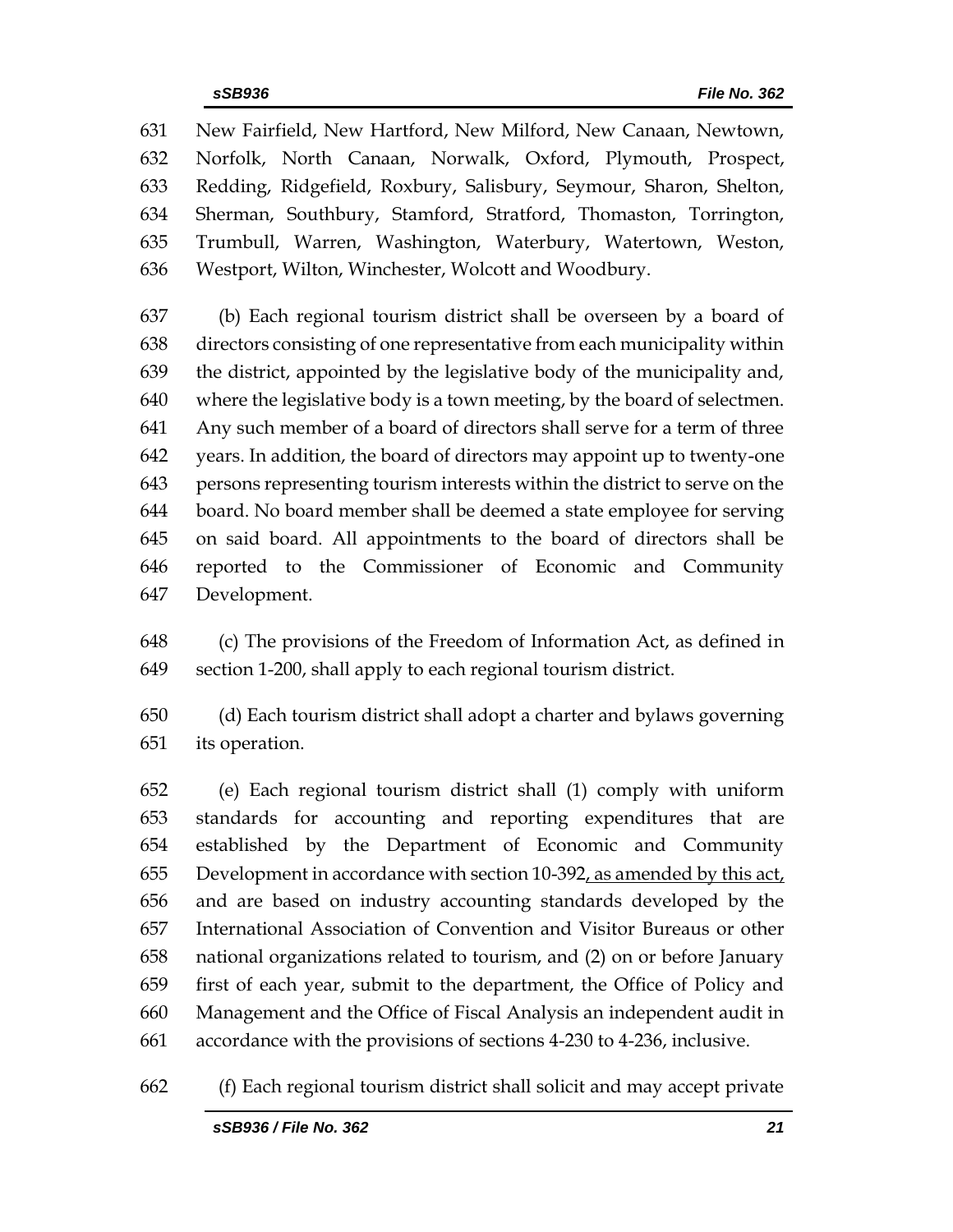New Fairfield, New Hartford, New Milford, New Canaan, Newtown, Norfolk, North Canaan, Norwalk, Oxford, Plymouth, Prospect, Redding, Ridgefield, Roxbury, Salisbury, Seymour, Sharon, Shelton, Sherman, Southbury, Stamford, Stratford, Thomaston, Torrington, Trumbull, Warren, Washington, Waterbury, Watertown, Weston, Westport, Wilton, Winchester, Wolcott and Woodbury.

(b) Each regional tourism district shall be overseen by a board of directors consisting of one representative from each municipality within the district, appointed by the legislative body of the municipality and, where the legislative body is a town meeting, by the board of selectmen. Any such member of a board of directors shall serve for a term of three years. In addition, the board of directors may appoint up to twenty-one persons representing tourism interests within the district to serve on the board. No board member shall be deemed a state employee for serving on said board. All appointments to the board of directors shall be reported to the Commissioner of Economic and Community Development.

(c) The provisions of the Freedom of Information Act, as defined in section 1-200, shall apply to each regional tourism district.

(d) Each tourism district shall adopt a charter and bylaws governing its operation.

(e) Each regional tourism district shall (1) comply with uniform standards for accounting and reporting expenditures that are established by the Department of Economic and Community Development in accordance with section 10-392, as amended by this act, and are based on industry accounting standards developed by the International Association of Convention and Visitor Bureaus or other national organizations related to tourism, and (2) on or before January first of each year, submit to the department, the Office of Policy and Management and the Office of Fiscal Analysis an independent audit in accordance with the provisions of sections 4-230 to 4-236, inclusive.

(f) Each regional tourism district shall solicit and may accept private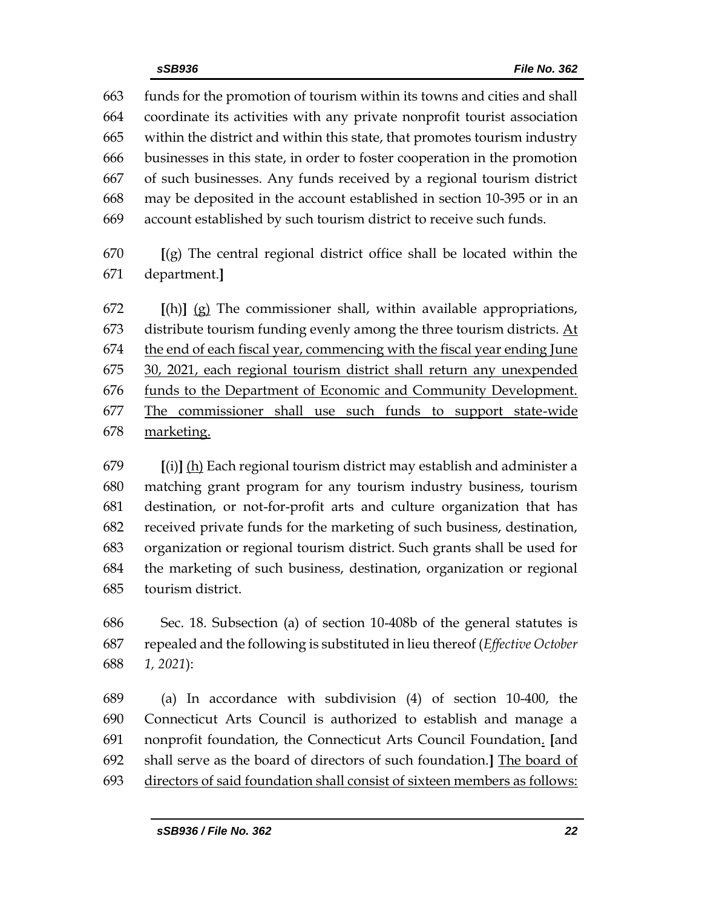663 funds for the promotion of tourism within its towns and cities and shall
664 coordinate its activities with any private nonprofit tourist association
665 within the district and within this state, that promotes tourism industry
666 businesses in this state, in order to foster cooperation in the promotion
667 of such businesses. Any funds received by a regional tourism district
668 may be deposited in the account established in section 10-395 or in an
669 account established by such tourism district to receive such funds.

670 **[**(g) The central regional district office shall be located within the
671 department.**]**

672 **[**(h)**]** <u>(g)</u> The commissioner shall, within available appropriations,
673 distribute tourism funding evenly among the three tourism districts. <u>At</u>
674 <u>the end of each fiscal year, commencing with the fiscal year ending June</u>
675 <u>30, 2021, each regional tourism district shall return any unexpended</u>
676 <u>funds to the Department of Economic and Community Development.</u>
677 <u>The commissioner shall use such funds to support state-wide</u>
678 <u>marketing.</u>

679 **[**(i)**]** <u>(h)</u> Each regional tourism district may establish and administer a
680 matching grant program for any tourism industry business, tourism
681 destination, or not-for-profit arts and culture organization that has
682 received private funds for the marketing of such business, destination,
683 organization or regional tourism district. Such grants shall be used for
684 the marketing of such business, destination, organization or regional
685 tourism district.

686 Sec. 18. Subsection (a) of section 10-408b of the general statutes is
687 repealed and the following is substituted in lieu thereof (*Effective October*
688 *1, 2021*):

689 (a) In accordance with subdivision (4) of section 10-400, the
690 Connecticut Arts Council is authorized to establish and manage a
691 nonprofit foundation, the Connecticut Arts Council Foundation<u>.</u> **[**and
692 shall serve as the board of directors of such foundation.**]** <u>The board of</u>
693 <u>directors of said foundation shall consist of sixteen members as follows:</u>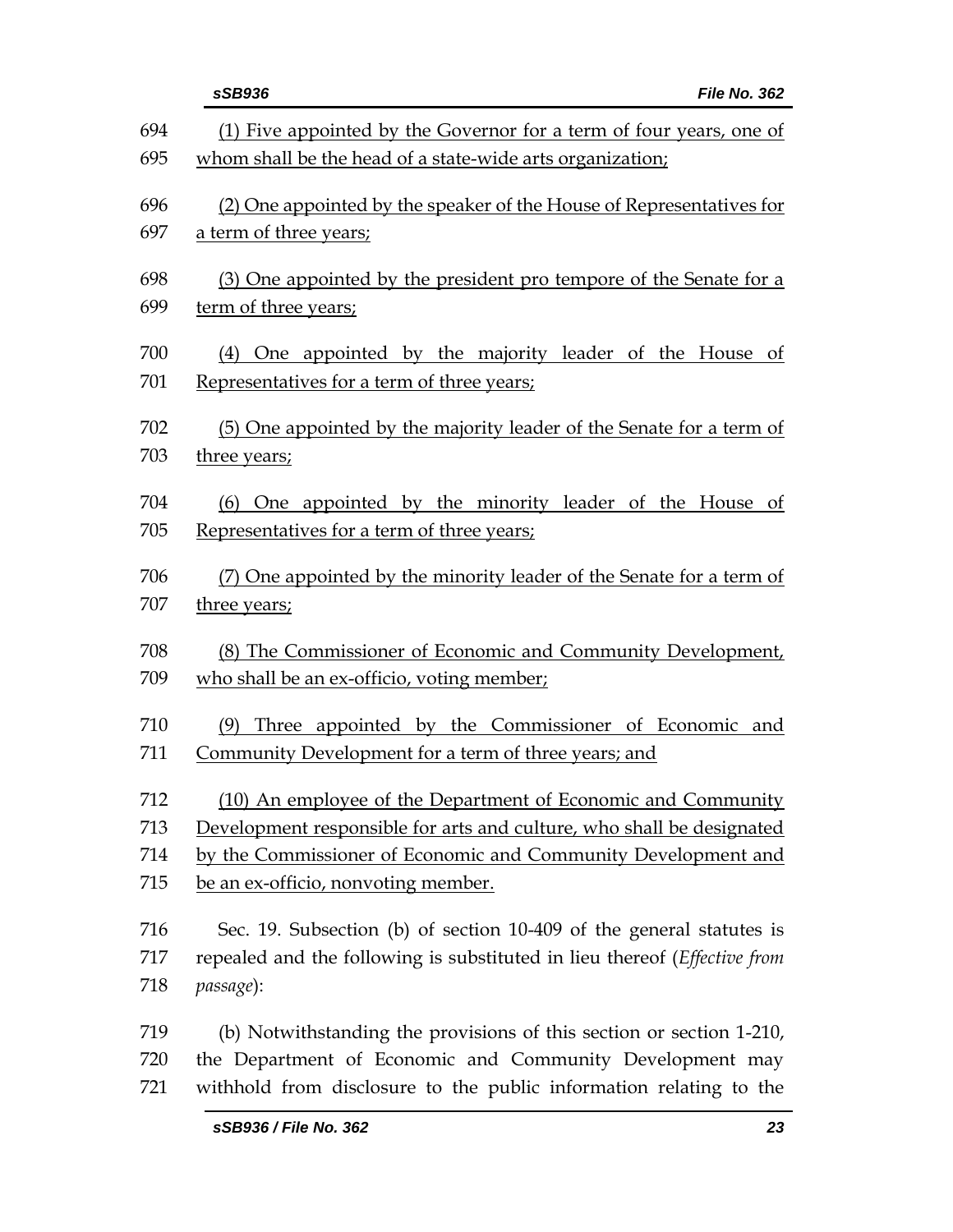(1) Five appointed by the Governor for a term of four years, one of whom shall be the head of a state-wide arts organization;

(2) One appointed by the speaker of the House of Representatives for a term of three years;

(3) One appointed by the president pro tempore of the Senate for a term of three years;

(4) One appointed by the majority leader of the House of Representatives for a term of three years;

(5) One appointed by the majority leader of the Senate for a term of three years;

(6) One appointed by the minority leader of the House of Representatives for a term of three years;

(7) One appointed by the minority leader of the Senate for a term of three years;

(8) The Commissioner of Economic and Community Development, who shall be an ex-officio, voting member;

(9) Three appointed by the Commissioner of Economic and Community Development for a term of three years; and

(10) An employee of the Department of Economic and Community Development responsible for arts and culture, who shall be designated by the Commissioner of Economic and Community Development and be an ex-officio, nonvoting member.

Sec. 19. Subsection (b) of section 10-409 of the general statutes is repealed and the following is substituted in lieu thereof (*Effective from passage*):

(b) Notwithstanding the provisions of this section or section 1-210, the Department of Economic and Community Development may withhold from disclosure to the public information relating to the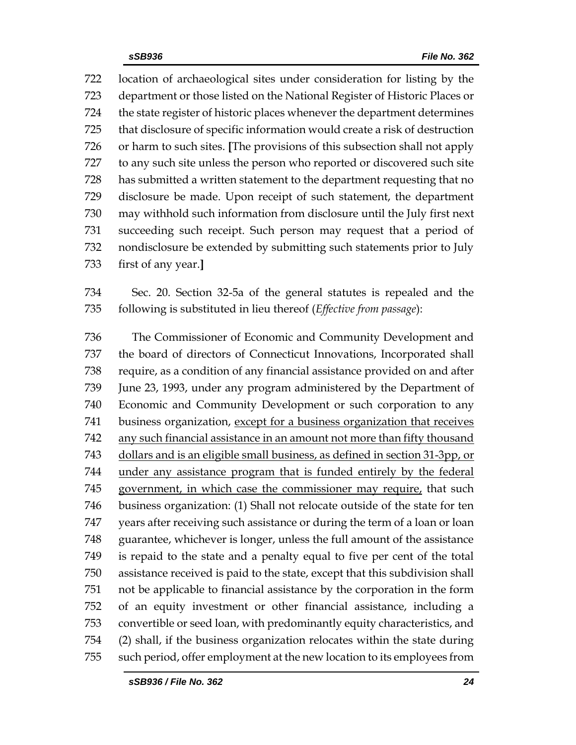722 location of archaeological sites under consideration for listing by the
723 department or those listed on the National Register of Historic Places or
724 the state register of historic places whenever the department determines
725 that disclosure of specific information would create a risk of destruction
726 or harm to such sites. **[**The provisions of this subsection shall not apply
727 to any such site unless the person who reported or discovered such site
728 has submitted a written statement to the department requesting that no
729 disclosure be made. Upon receipt of such statement, the department
730 may withhold such information from disclosure until the July first next
731 succeeding such receipt. Such person may request that a period of
732 nondisclosure be extended by submitting such statements prior to July
733 first of any year.**]**

734 Sec. 20. Section 32-5a of the general statutes is repealed and the
735 following is substituted in lieu thereof (*Effective from passage*):

736 The Commissioner of Economic and Community Development and
737 the board of directors of Connecticut Innovations, Incorporated shall
738 require, as a condition of any financial assistance provided on and after
739 June 23, 1993, under any program administered by the Department of
740 Economic and Community Development or such corporation to any
741 business organization, <u>except for a business organization that receives</u>
742 <u>any such financial assistance in an amount not more than fifty thousand</u>
743 <u>dollars and is an eligible small business, as defined in section 31-3pp, or</u>
744 <u>under any assistance program that is funded entirely by the federal</u>
745 <u>government, in which case the commissioner may require,</u> that such
746 business organization: (1) Shall not relocate outside of the state for ten
747 years after receiving such assistance or during the term of a loan or loan
748 guarantee, whichever is longer, unless the full amount of the assistance
749 is repaid to the state and a penalty equal to five per cent of the total
750 assistance received is paid to the state, except that this subdivision shall
751 not be applicable to financial assistance by the corporation in the form
752 of an equity investment or other financial assistance, including a
753 convertible or seed loan, with predominantly equity characteristics, and
754 (2) shall, if the business organization relocates within the state during
755 such period, offer employment at the new location to its employees from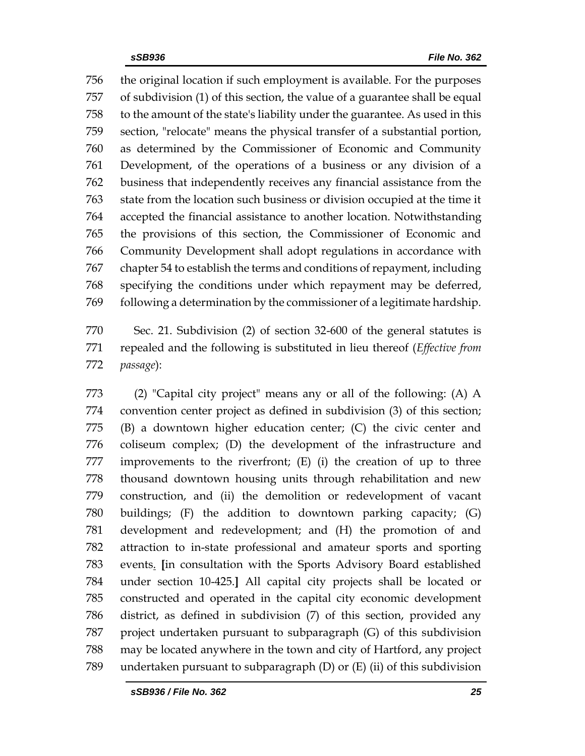the original location if such employment is available. For the purposes of subdivision (1) of this section, the value of a guarantee shall be equal to the amount of the state's liability under the guarantee. As used in this section, "relocate" means the physical transfer of a substantial portion, as determined by the Commissioner of Economic and Community Development, of the operations of a business or any division of a business that independently receives any financial assistance from the state from the location such business or division occupied at the time it accepted the financial assistance to another location. Notwithstanding the provisions of this section, the Commissioner of Economic and Community Development shall adopt regulations in accordance with chapter 54 to establish the terms and conditions of repayment, including specifying the conditions under which repayment may be deferred, following a determination by the commissioner of a legitimate hardship.

Sec. 21. Subdivision (2) of section 32-600 of the general statutes is repealed and the following is substituted in lieu thereof (*Effective from passage*):

(2) "Capital city project" means any or all of the following: (A) A convention center project as defined in subdivision (3) of this section; (B) a downtown higher education center; (C) the civic center and coliseum complex; (D) the development of the infrastructure and improvements to the riverfront; (E) (i) the creation of up to three thousand downtown housing units through rehabilitation and new construction, and (ii) the demolition or redevelopment of vacant buildings; (F) the addition to downtown parking capacity; (G) development and redevelopment; and (H) the promotion of and attraction to in-state professional and amateur sports and sporting events. **[**in consultation with the Sports Advisory Board established under section 10-425.**]** All capital city projects shall be located or constructed and operated in the capital city economic development district, as defined in subdivision (7) of this section, provided any project undertaken pursuant to subparagraph (G) of this subdivision may be located anywhere in the town and city of Hartford, any project undertaken pursuant to subparagraph (D) or (E) (ii) of this subdivision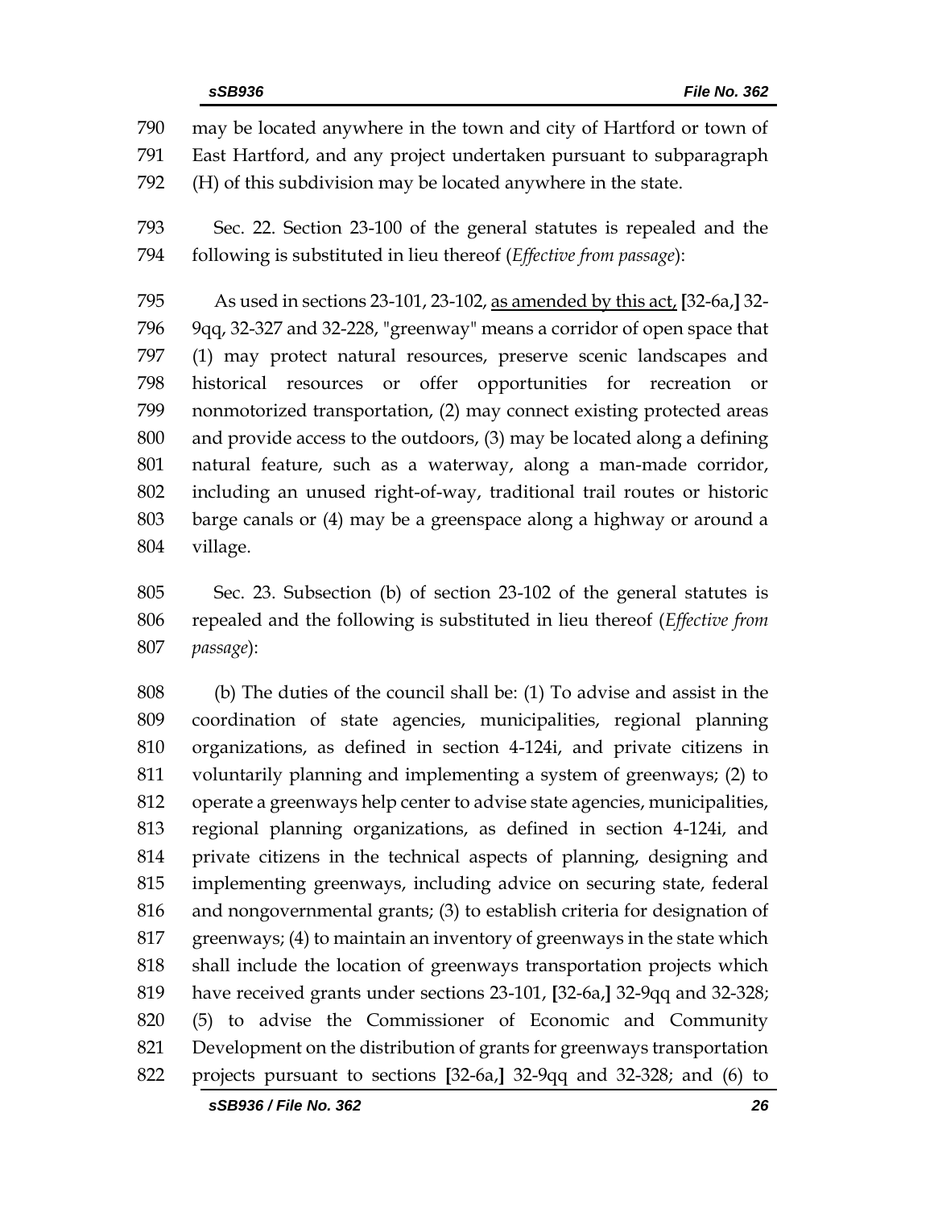may be located anywhere in the town and city of Hartford or town of East Hartford, and any project undertaken pursuant to subparagraph (H) of this subdivision may be located anywhere in the state.

Sec. 22. Section 23-100 of the general statutes is repealed and the following is substituted in lieu thereof (*Effective from passage*):

As used in sections 23-101, 23-102, <u>as amended by this act,</u> [32-6a,] 32-9qq, 32-327 and 32-228, "greenway" means a corridor of open space that (1) may protect natural resources, preserve scenic landscapes and historical resources or offer opportunities for recreation or nonmotorized transportation, (2) may connect existing protected areas and provide access to the outdoors, (3) may be located along a defining natural feature, such as a waterway, along a man-made corridor, including an unused right-of-way, traditional trail routes or historic barge canals or (4) may be a greenspace along a highway or around a village.

Sec. 23. Subsection (b) of section 23-102 of the general statutes is repealed and the following is substituted in lieu thereof (*Effective from passage*):

(b) The duties of the council shall be: (1) To advise and assist in the coordination of state agencies, municipalities, regional planning organizations, as defined in section 4-124i, and private citizens in voluntarily planning and implementing a system of greenways; (2) to operate a greenways help center to advise state agencies, municipalities, regional planning organizations, as defined in section 4-124i, and private citizens in the technical aspects of planning, designing and implementing greenways, including advice on securing state, federal and nongovernmental grants; (3) to establish criteria for designation of greenways; (4) to maintain an inventory of greenways in the state which shall include the location of greenways transportation projects which have received grants under sections 23-101, [32-6a,] 32-9qq and 32-328; (5) to advise the Commissioner of Economic and Community Development on the distribution of grants for greenways transportation projects pursuant to sections [32-6a,] 32-9qq and 32-328; and (6) to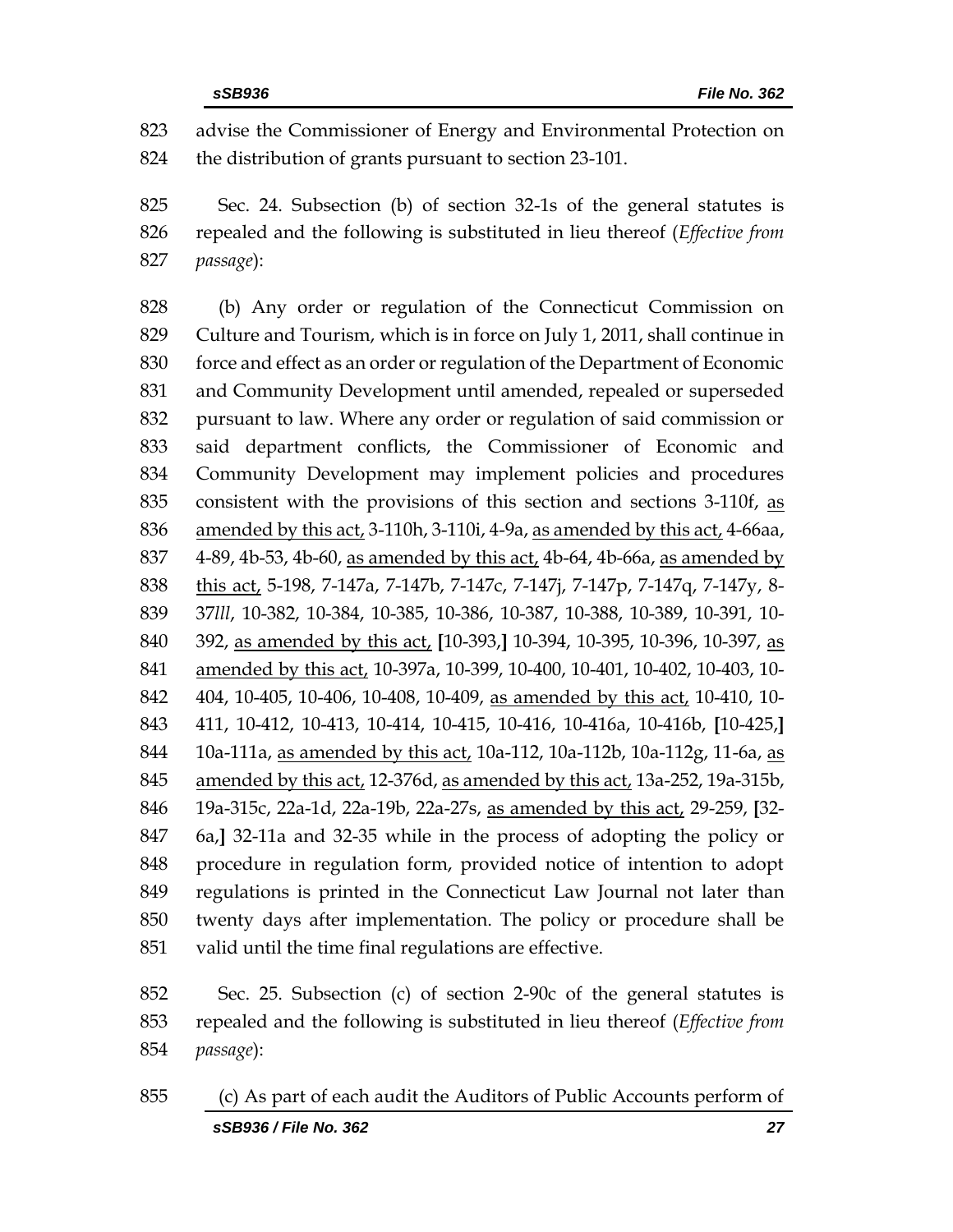823 advise the Commissioner of Energy and Environmental Protection on
824 the distribution of grants pursuant to section 23-101.

825 Sec. 24. Subsection (b) of section 32-1s of the general statutes is
826 repealed and the following is substituted in lieu thereof (*Effective from*
827 *passage*):

828 (b) Any order or regulation of the Connecticut Commission on
829 Culture and Tourism, which is in force on July 1, 2011, shall continue in
830 force and effect as an order or regulation of the Department of Economic
831 and Community Development until amended, repealed or superseded
832 pursuant to law. Where any order or regulation of said commission or
833 said department conflicts, the Commissioner of Economic and
834 Community Development may implement policies and procedures
835 consistent with the provisions of this section and sections 3-110f, <u>as</u>
836 <u>amended by this act,</u> 3-110h, 3-110i, 4-9a, <u>as amended by this act,</u> 4-66aa,
837 4-89, 4b-53, 4b-60, <u>as amended by this act,</u> 4b-64, 4b-66a, <u>as amended by</u>
838 <u>this act,</u> 5-198, 7-147a, 7-147b, 7-147c, 7-147j, 7-147p, 7-147q, 7-147y, 8-
839 37*lll*, 10-382, 10-384, 10-385, 10-386, 10-387, 10-388, 10-389, 10-391, 10-
840 392, <u>as amended by this act,</u> **[**10-393,**]** 10-394, 10-395, 10-396, 10-397, <u>as</u>
841 <u>amended by this act,</u> 10-397a, 10-399, 10-400, 10-401, 10-402, 10-403, 10-
842 404, 10-405, 10-406, 10-408, 10-409, <u>as amended by this act,</u> 10-410, 10-
843 411, 10-412, 10-413, 10-414, 10-415, 10-416, 10-416a, 10-416b, **[**10-425,**]**
844 10a-111a, <u>as amended by this act,</u> 10a-112, 10a-112b, 10a-112g, 11-6a, <u>as</u>
845 <u>amended by this act,</u> 12-376d, <u>as amended by this act,</u> 13a-252, 19a-315b,
846 19a-315c, 22a-1d, 22a-19b, 22a-27s, <u>as amended by this act,</u> 29-259, **[**32-
847 6a,**]** 32-11a and 32-35 while in the process of adopting the policy or
848 procedure in regulation form, provided notice of intention to adopt
849 regulations is printed in the Connecticut Law Journal not later than
850 twenty days after implementation. The policy or procedure shall be
851 valid until the time final regulations are effective.

852 Sec. 25. Subsection (c) of section 2-90c of the general statutes is
853 repealed and the following is substituted in lieu thereof (*Effective from*
854 *passage*):

855 (c) As part of each audit the Auditors of Public Accounts perform of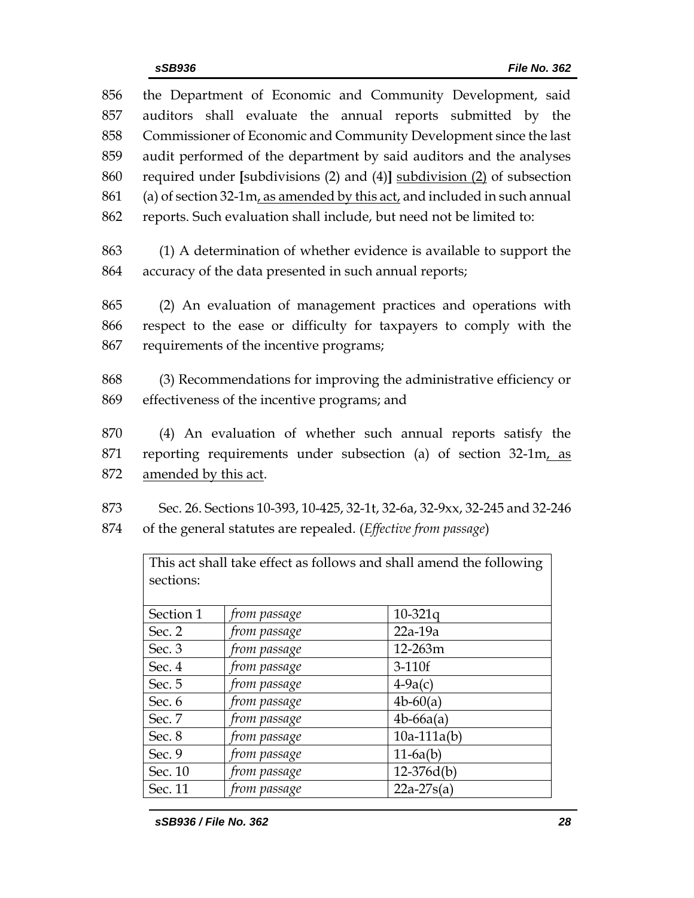856 the Department of Economic and Community Development, said
857 auditors shall evaluate the annual reports submitted by the
858 Commissioner of Economic and Community Development since the last
859 audit performed of the department by said auditors and the analyses
860 required under **[**subdivisions (2) and (4)**]** <u>subdivision (2)</u> of subsection
861 (a) of section 32-1m<u>, as amended by this act,</u> and included in such annual
862 reports. Such evaluation shall include, but need not be limited to:

863 (1) A determination of whether evidence is available to support the
864 accuracy of the data presented in such annual reports;

865 (2) An evaluation of management practices and operations with
866 respect to the ease or difficulty for taxpayers to comply with the
867 requirements of the incentive programs;

868 (3) Recommendations for improving the administrative efficiency or
869 effectiveness of the incentive programs; and

870 (4) An evaluation of whether such annual reports satisfy the
871 reporting requirements under subsection (a) of section 32-1m<u>, as</u>
872 <u>amended by this act</u>.

873 Sec. 26. Sections 10-393, 10-425, 32-1t, 32-6a, 32-9xx, 32-245 and 32-246
874 of the general statutes are repealed. (*Effective from passage*)

| This act shall take effect as follows and shall amend the following sections: | | |
|---|---|---|
| Section 1 | *from passage* | 10-321q |
| Sec. 2 | *from passage* | 22a-19a |
| Sec. 3 | *from passage* | 12-263m |
| Sec. 4 | *from passage* | 3-110f |
| Sec. 5 | *from passage* | 4-9a(c) |
| Sec. 6 | *from passage* | 4b-60(a) |
| Sec. 7 | *from passage* | 4b-66a(a) |
| Sec. 8 | *from passage* | 10a-111a(b) |
| Sec. 9 | *from passage* | 11-6a(b) |
| Sec. 10 | *from passage* | 12-376d(b) |
| Sec. 11 | *from passage* | 22a-27s(a) |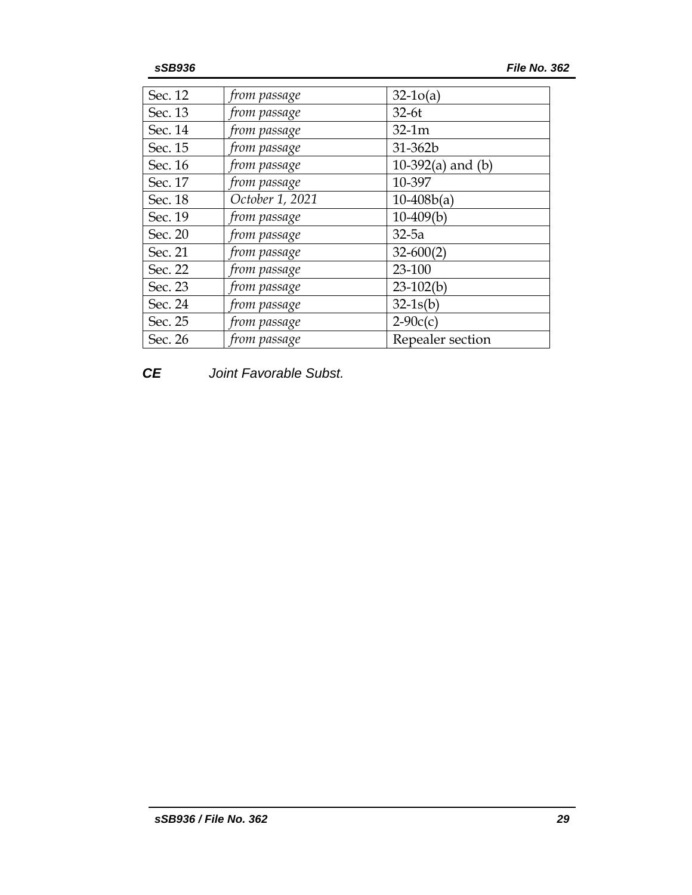| Sec. 12 | *from passage* | 32-1o(a) |
|---|---|---|
| Sec. 13 | *from passage* | 32-6t |
| Sec. 14 | *from passage* | 32-1m |
| Sec. 15 | *from passage* | 31-362b |
| Sec. 16 | *from passage* | 10-392(a) and (b) |
| Sec. 17 | *from passage* | 10-397 |
| Sec. 18 | *October 1, 2021* | 10-408b(a) |
| Sec. 19 | *from passage* | 10-409(b) |
| Sec. 20 | *from passage* | 32-5a |
| Sec. 21 | *from passage* | 32-600(2) |
| Sec. 22 | *from passage* | 23-100 |
| Sec. 23 | *from passage* | 23-102(b) |
| Sec. 24 | *from passage* | 32-1s(b) |
| Sec. 25 | *from passage* | 2-90c(c) |
| Sec. 26 | *from passage* | Repealer section |

***CE*** *Joint Favorable Subst.*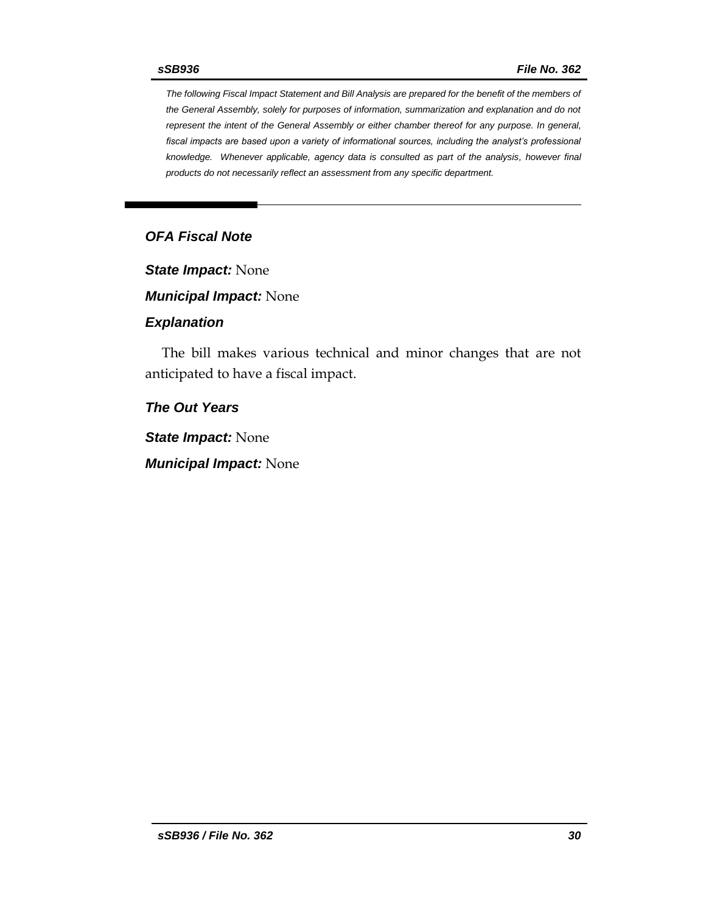*The following Fiscal Impact Statement and Bill Analysis are prepared for the benefit of the members of the General Assembly, solely for purposes of information, summarization and explanation and do not represent the intent of the General Assembly or either chamber thereof for any purpose. In general, fiscal impacts are based upon a variety of informational sources, including the analyst's professional knowledge. Whenever applicable, agency data is consulted as part of the analysis, however final products do not necessarily reflect an assessment from any specific department.*

## OFA Fiscal Note

***State Impact:*** None

***Municipal Impact:*** None

### Explanation

The bill makes various technical and minor changes that are not anticipated to have a fiscal impact.

### The Out Years

***State Impact:*** None

***Municipal Impact:*** None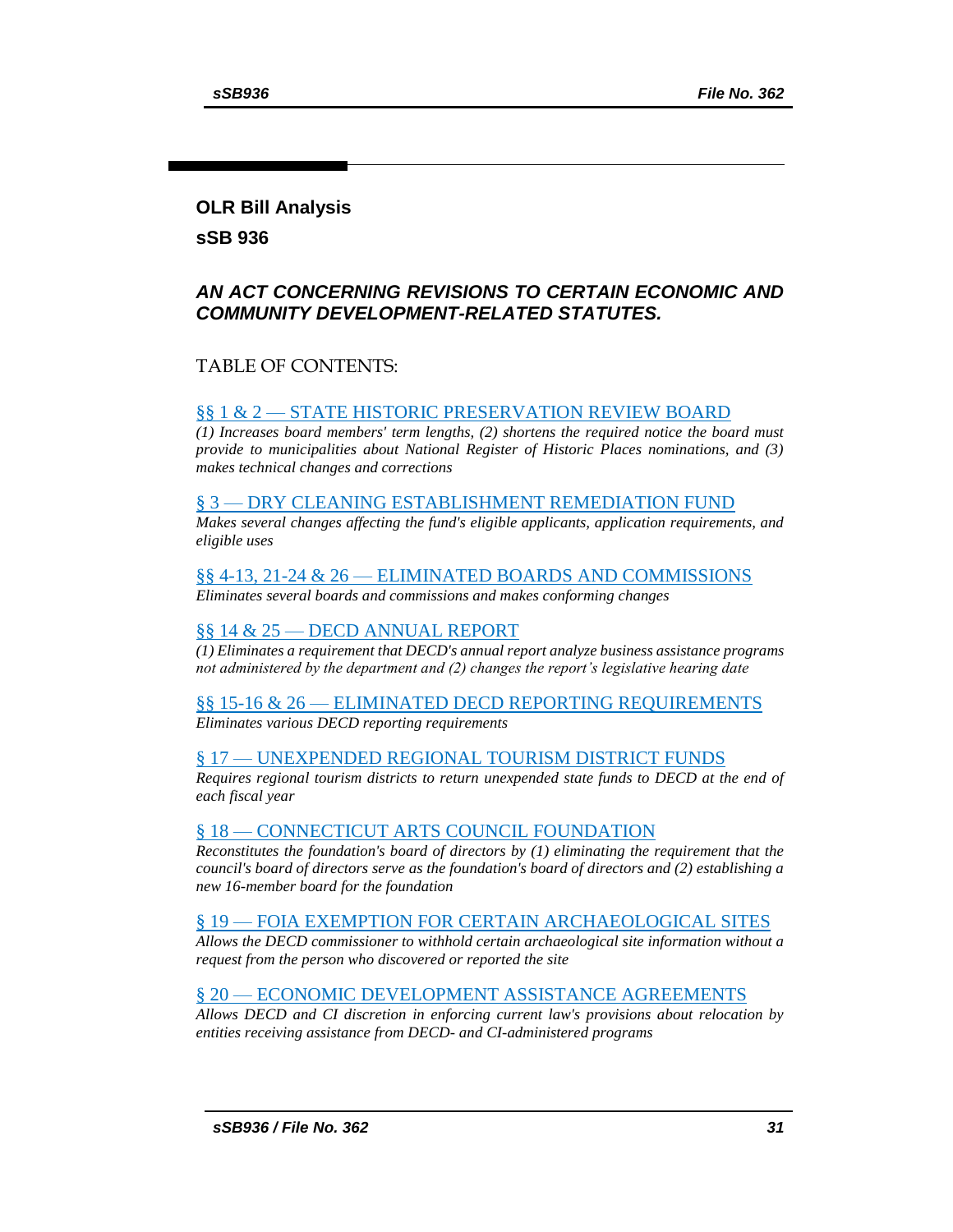## OLR Bill Analysis

## sSB 936

### *AN ACT CONCERNING REVISIONS TO CERTAIN ECONOMIC AND COMMUNITY DEVELOPMENT-RELATED STATUTES.*

TABLE OF CONTENTS:

§§ 1 & 2 — STATE HISTORIC PRESERVATION REVIEW BOARD

*(1) Increases board members' term lengths, (2) shortens the required notice the board must provide to municipalities about National Register of Historic Places nominations, and (3) makes technical changes and corrections*

§ 3 — DRY CLEANING ESTABLISHMENT REMEDIATION FUND

*Makes several changes affecting the fund's eligible applicants, application requirements, and eligible uses*

§§ 4-13, 21-24 & 26 — ELIMINATED BOARDS AND COMMISSIONS

*Eliminates several boards and commissions and makes conforming changes*

§§ 14 & 25 — DECD ANNUAL REPORT

*(1) Eliminates a requirement that DECD's annual report analyze business assistance programs not administered by the department and (2) changes the report's legislative hearing date*

§§ 15-16 & 26 — ELIMINATED DECD REPORTING REQUIREMENTS

*Eliminates various DECD reporting requirements*

§ 17 — UNEXPENDED REGIONAL TOURISM DISTRICT FUNDS

*Requires regional tourism districts to return unexpended state funds to DECD at the end of each fiscal year*

§ 18 — CONNECTICUT ARTS COUNCIL FOUNDATION

*Reconstitutes the foundation's board of directors by (1) eliminating the requirement that the council's board of directors serve as the foundation's board of directors and (2) establishing a new 16-member board for the foundation*

§ 19 — FOIA EXEMPTION FOR CERTAIN ARCHAEOLOGICAL SITES

*Allows the DECD commissioner to withhold certain archaeological site information without a request from the person who discovered or reported the site*

§ 20 — ECONOMIC DEVELOPMENT ASSISTANCE AGREEMENTS

*Allows DECD and CI discretion in enforcing current law's provisions about relocation by entities receiving assistance from DECD- and CI-administered programs*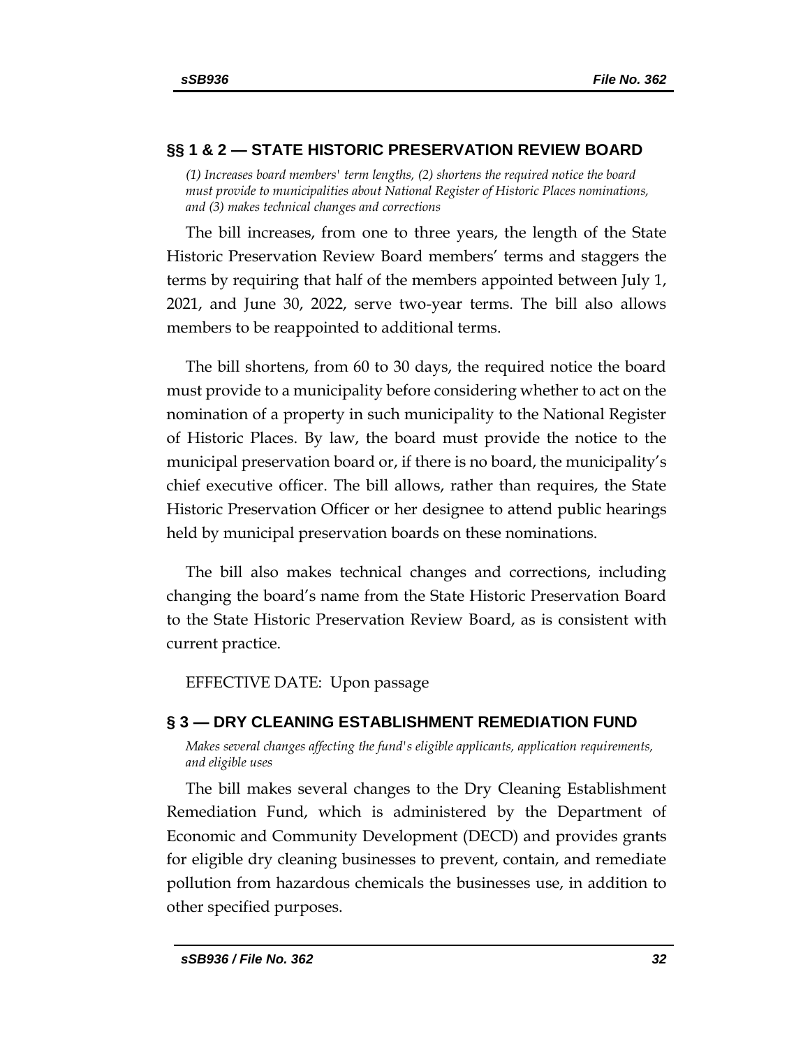## §§ 1 & 2 — STATE HISTORIC PRESERVATION REVIEW BOARD

*(1) Increases board members' term lengths, (2) shortens the required notice the board must provide to municipalities about National Register of Historic Places nominations, and (3) makes technical changes and corrections*

The bill increases, from one to three years, the length of the State Historic Preservation Review Board members' terms and staggers the terms by requiring that half of the members appointed between July 1, 2021, and June 30, 2022, serve two-year terms. The bill also allows members to be reappointed to additional terms.

The bill shortens, from 60 to 30 days, the required notice the board must provide to a municipality before considering whether to act on the nomination of a property in such municipality to the National Register of Historic Places. By law, the board must provide the notice to the municipal preservation board or, if there is no board, the municipality's chief executive officer. The bill allows, rather than requires, the State Historic Preservation Officer or her designee to attend public hearings held by municipal preservation boards on these nominations.

The bill also makes technical changes and corrections, including changing the board's name from the State Historic Preservation Board to the State Historic Preservation Review Board, as is consistent with current practice.

EFFECTIVE DATE: Upon passage

## § 3 — DRY CLEANING ESTABLISHMENT REMEDIATION FUND

*Makes several changes affecting the fund's eligible applicants, application requirements, and eligible uses*

The bill makes several changes to the Dry Cleaning Establishment Remediation Fund, which is administered by the Department of Economic and Community Development (DECD) and provides grants for eligible dry cleaning businesses to prevent, contain, and remediate pollution from hazardous chemicals the businesses use, in addition to other specified purposes.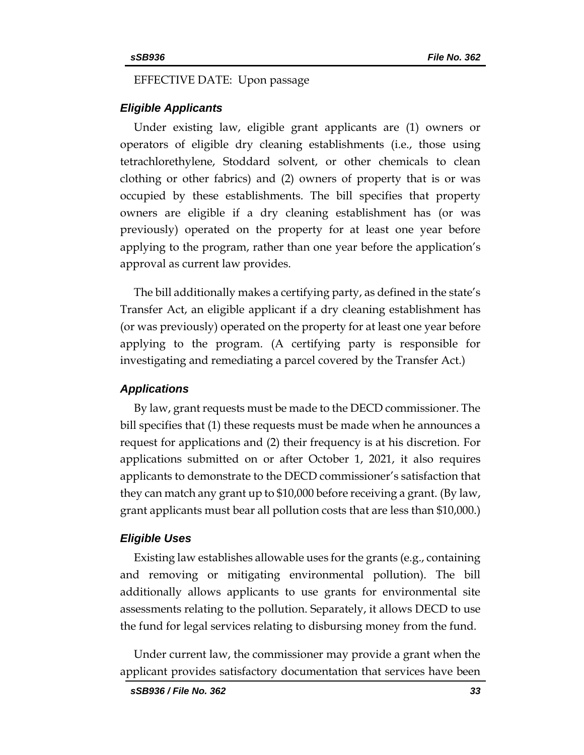EFFECTIVE DATE: Upon passage

### *Eligible Applicants*

Under existing law, eligible grant applicants are (1) owners or operators of eligible dry cleaning establishments (i.e., those using tetrachlorethylene, Stoddard solvent, or other chemicals to clean clothing or other fabrics) and (2) owners of property that is or was occupied by these establishments. The bill specifies that property owners are eligible if a dry cleaning establishment has (or was previously) operated on the property for at least one year before applying to the program, rather than one year before the application's approval as current law provides.

The bill additionally makes a certifying party, as defined in the state's Transfer Act, an eligible applicant if a dry cleaning establishment has (or was previously) operated on the property for at least one year before applying to the program. (A certifying party is responsible for investigating and remediating a parcel covered by the Transfer Act.)

### *Applications*

By law, grant requests must be made to the DECD commissioner. The bill specifies that (1) these requests must be made when he announces a request for applications and (2) their frequency is at his discretion. For applications submitted on or after October 1, 2021, it also requires applicants to demonstrate to the DECD commissioner's satisfaction that they can match any grant up to $10,000 before receiving a grant. (By law, grant applicants must bear all pollution costs that are less than $10,000.)

### *Eligible Uses*

Existing law establishes allowable uses for the grants (e.g., containing and removing or mitigating environmental pollution). The bill additionally allows applicants to use grants for environmental site assessments relating to the pollution. Separately, it allows DECD to use the fund for legal services relating to disbursing money from the fund.

Under current law, the commissioner may provide a grant when the applicant provides satisfactory documentation that services have been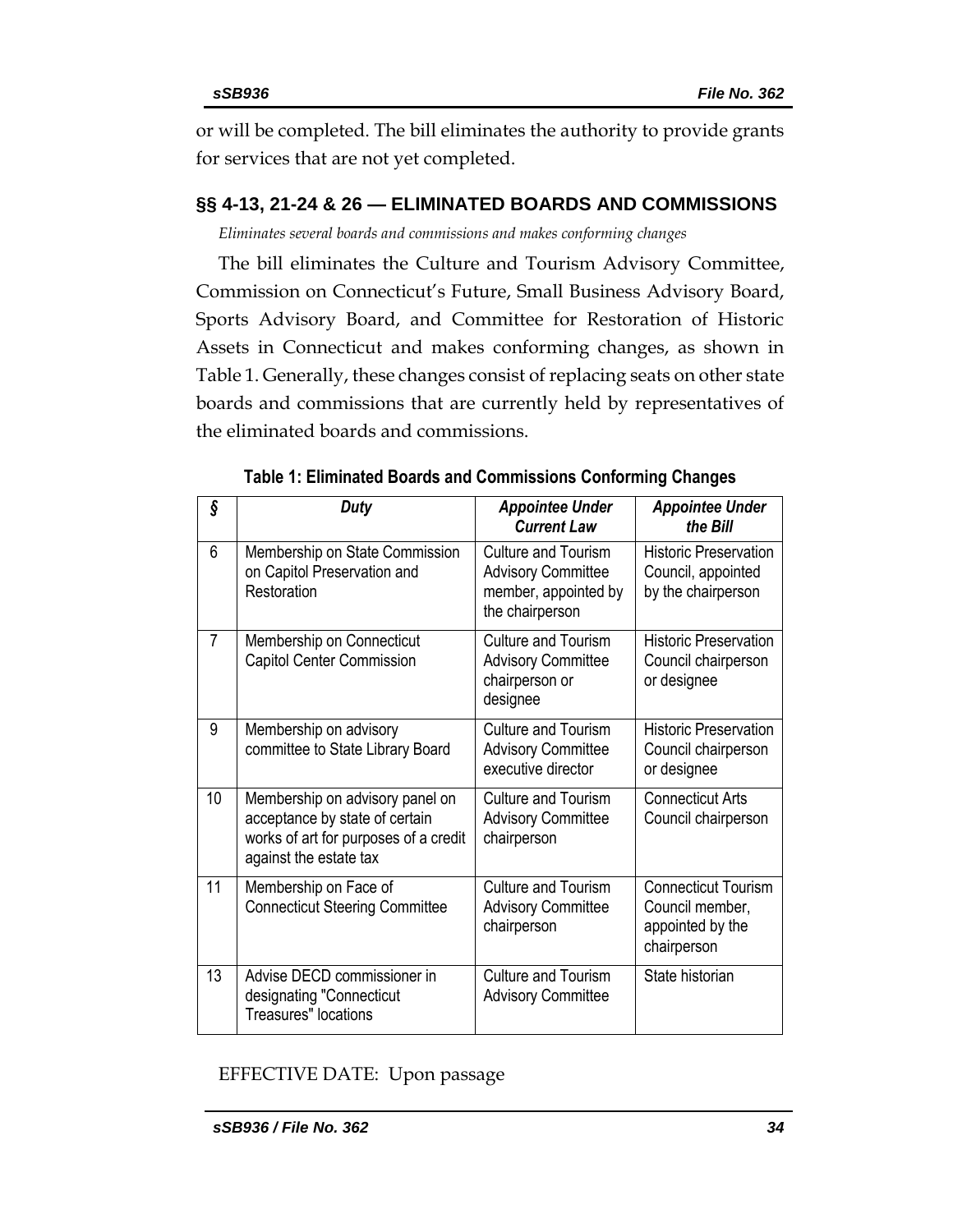or will be completed. The bill eliminates the authority to provide grants for services that are not yet completed.

## §§ 4-13, 21-24 & 26 — ELIMINATED BOARDS AND COMMISSIONS

*Eliminates several boards and commissions and makes conforming changes*

The bill eliminates the Culture and Tourism Advisory Committee, Commission on Connecticut's Future, Small Business Advisory Board, Sports Advisory Board, and Committee for Restoration of Historic Assets in Connecticut and makes conforming changes, as shown in Table 1. Generally, these changes consist of replacing seats on other state boards and commissions that are currently held by representatives of the eliminated boards and commissions.

**Table 1: Eliminated Boards and Commissions Conforming Changes**

| *§* | *Duty* | *Appointee Under Current Law* | *Appointee Under the Bill* |
|---|---|---|---|
| 6 | Membership on State Commission on Capitol Preservation and Restoration | Culture and Tourism Advisory Committee member, appointed by the chairperson | Historic Preservation Council, appointed by the chairperson |
| 7 | Membership on Connecticut Capitol Center Commission | Culture and Tourism Advisory Committee chairperson or designee | Historic Preservation Council chairperson or designee |
| 9 | Membership on advisory committee to State Library Board | Culture and Tourism Advisory Committee executive director | Historic Preservation Council chairperson or designee |
| 10 | Membership on advisory panel on acceptance by state of certain works of art for purposes of a credit against the estate tax | Culture and Tourism Advisory Committee chairperson | Connecticut Arts Council chairperson |
| 11 | Membership on Face of Connecticut Steering Committee | Culture and Tourism Advisory Committee chairperson | Connecticut Tourism Council member, appointed by the chairperson |
| 13 | Advise DECD commissioner in designating "Connecticut Treasures" locations | Culture and Tourism Advisory Committee | State historian |

EFFECTIVE DATE: Upon passage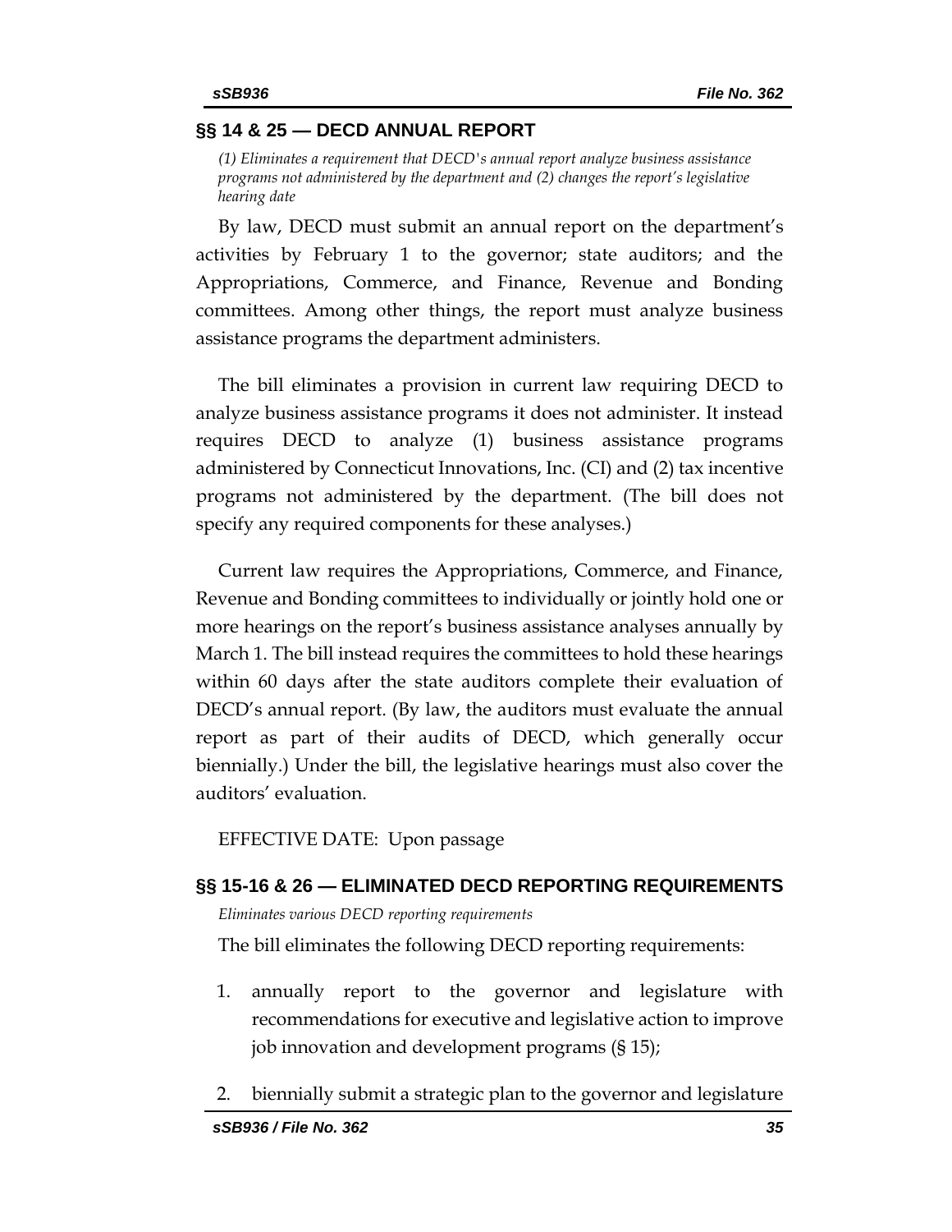## §§ 14 & 25 — DECD ANNUAL REPORT

*(1) Eliminates a requirement that DECD's annual report analyze business assistance programs not administered by the department and (2) changes the report's legislative hearing date*

By law, DECD must submit an annual report on the department's activities by February 1 to the governor; state auditors; and the Appropriations, Commerce, and Finance, Revenue and Bonding committees. Among other things, the report must analyze business assistance programs the department administers.

The bill eliminates a provision in current law requiring DECD to analyze business assistance programs it does not administer. It instead requires DECD to analyze (1) business assistance programs administered by Connecticut Innovations, Inc. (CI) and (2) tax incentive programs not administered by the department. (The bill does not specify any required components for these analyses.)

Current law requires the Appropriations, Commerce, and Finance, Revenue and Bonding committees to individually or jointly hold one or more hearings on the report's business assistance analyses annually by March 1. The bill instead requires the committees to hold these hearings within 60 days after the state auditors complete their evaluation of DECD's annual report. (By law, the auditors must evaluate the annual report as part of their audits of DECD, which generally occur biennially.) Under the bill, the legislative hearings must also cover the auditors' evaluation.

EFFECTIVE DATE: Upon passage

## §§ 15-16 & 26 — ELIMINATED DECD REPORTING REQUIREMENTS

*Eliminates various DECD reporting requirements*

The bill eliminates the following DECD reporting requirements:

1. annually report to the governor and legislature with recommendations for executive and legislative action to improve job innovation and development programs (§ 15);
2. biennially submit a strategic plan to the governor and legislature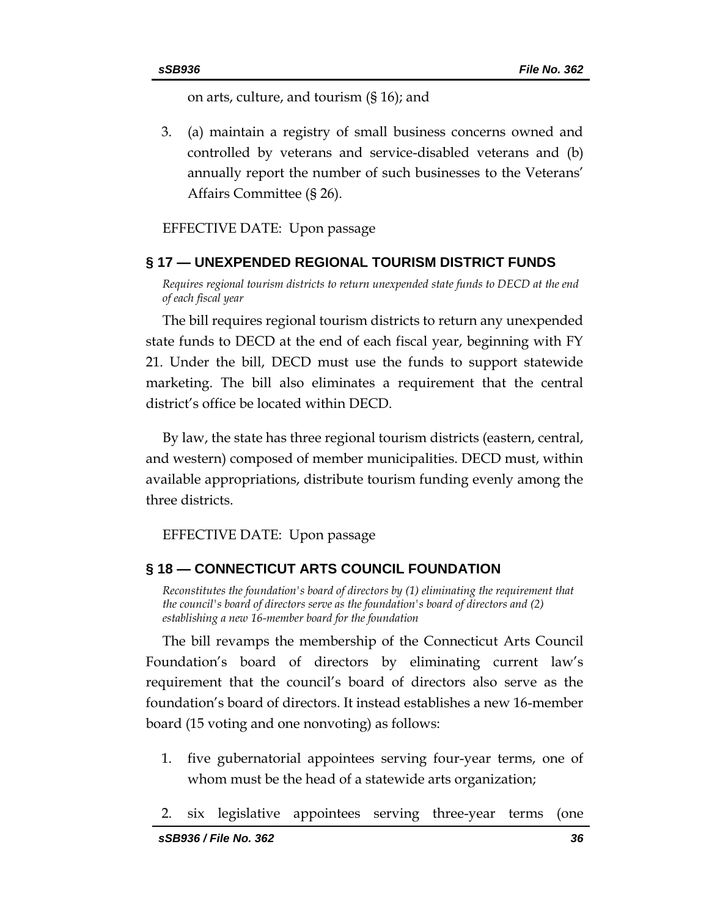on arts, culture, and tourism (§ 16); and

3. (a) maintain a registry of small business concerns owned and controlled by veterans and service-disabled veterans and (b) annually report the number of such businesses to the Veterans' Affairs Committee (§ 26).

EFFECTIVE DATE: Upon passage

## § 17 — UNEXPENDED REGIONAL TOURISM DISTRICT FUNDS

*Requires regional tourism districts to return unexpended state funds to DECD at the end of each fiscal year*

The bill requires regional tourism districts to return any unexpended state funds to DECD at the end of each fiscal year, beginning with FY 21. Under the bill, DECD must use the funds to support statewide marketing. The bill also eliminates a requirement that the central district's office be located within DECD.

By law, the state has three regional tourism districts (eastern, central, and western) composed of member municipalities. DECD must, within available appropriations, distribute tourism funding evenly among the three districts.

EFFECTIVE DATE: Upon passage

## § 18 — CONNECTICUT ARTS COUNCIL FOUNDATION

*Reconstitutes the foundation's board of directors by (1) eliminating the requirement that the council's board of directors serve as the foundation's board of directors and (2) establishing a new 16-member board for the foundation*

The bill revamps the membership of the Connecticut Arts Council Foundation's board of directors by eliminating current law's requirement that the council's board of directors also serve as the foundation's board of directors. It instead establishes a new 16-member board (15 voting and one nonvoting) as follows:

1. five gubernatorial appointees serving four-year terms, one of whom must be the head of a statewide arts organization;

2. six legislative appointees serving three-year terms (one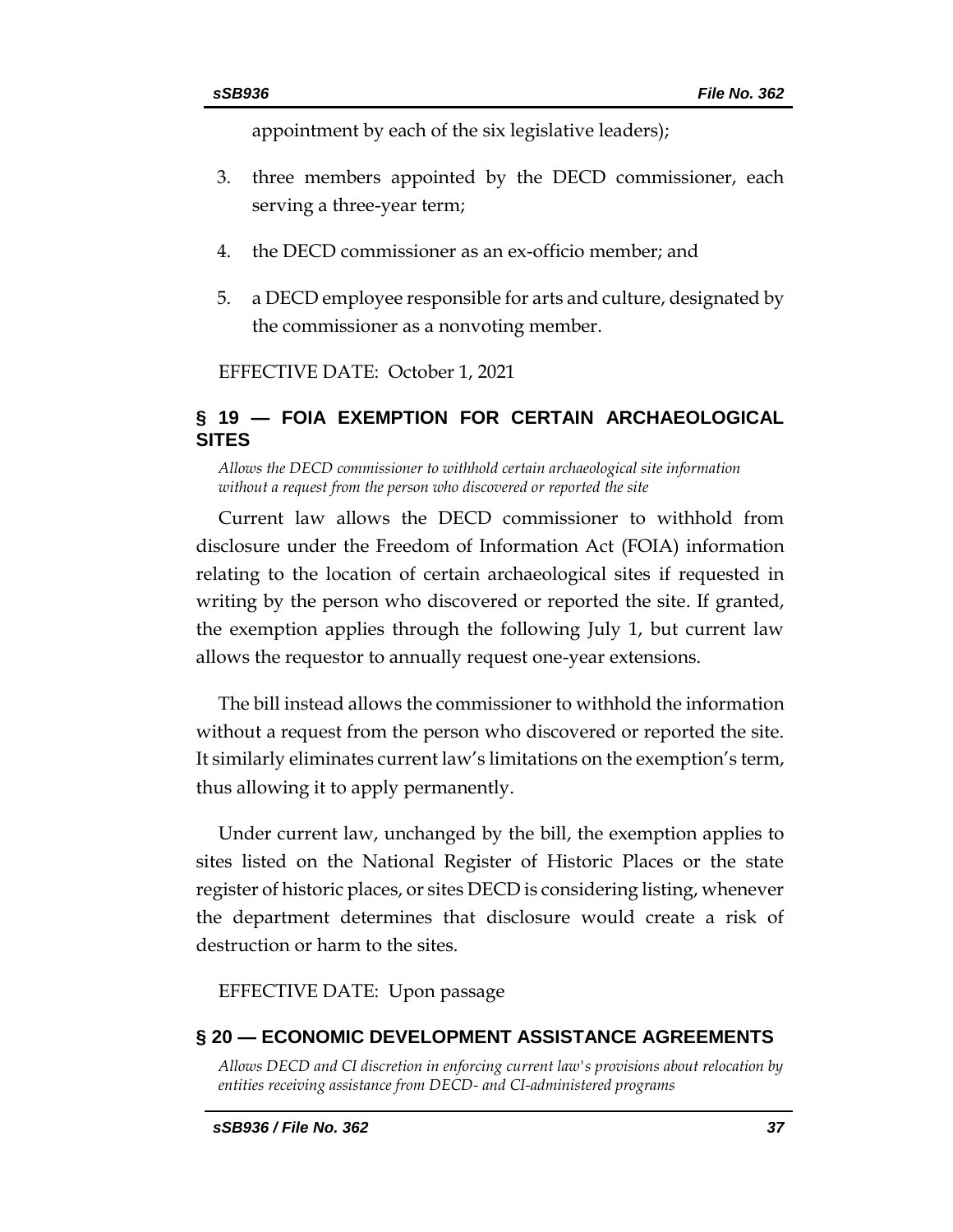appointment by each of the six legislative leaders);

3. three members appointed by the DECD commissioner, each serving a three-year term;
4. the DECD commissioner as an ex-officio member; and
5. a DECD employee responsible for arts and culture, designated by the commissioner as a nonvoting member.

EFFECTIVE DATE: October 1, 2021

## § 19 — FOIA EXEMPTION FOR CERTAIN ARCHAEOLOGICAL SITES

*Allows the DECD commissioner to withhold certain archaeological site information without a request from the person who discovered or reported the site*

Current law allows the DECD commissioner to withhold from disclosure under the Freedom of Information Act (FOIA) information relating to the location of certain archaeological sites if requested in writing by the person who discovered or reported the site. If granted, the exemption applies through the following July 1, but current law allows the requestor to annually request one-year extensions.

The bill instead allows the commissioner to withhold the information without a request from the person who discovered or reported the site. It similarly eliminates current law's limitations on the exemption's term, thus allowing it to apply permanently.

Under current law, unchanged by the bill, the exemption applies to sites listed on the National Register of Historic Places or the state register of historic places, or sites DECD is considering listing, whenever the department determines that disclosure would create a risk of destruction or harm to the sites.

EFFECTIVE DATE: Upon passage

## § 20 — ECONOMIC DEVELOPMENT ASSISTANCE AGREEMENTS

*Allows DECD and CI discretion in enforcing current law's provisions about relocation by entities receiving assistance from DECD- and CI-administered programs*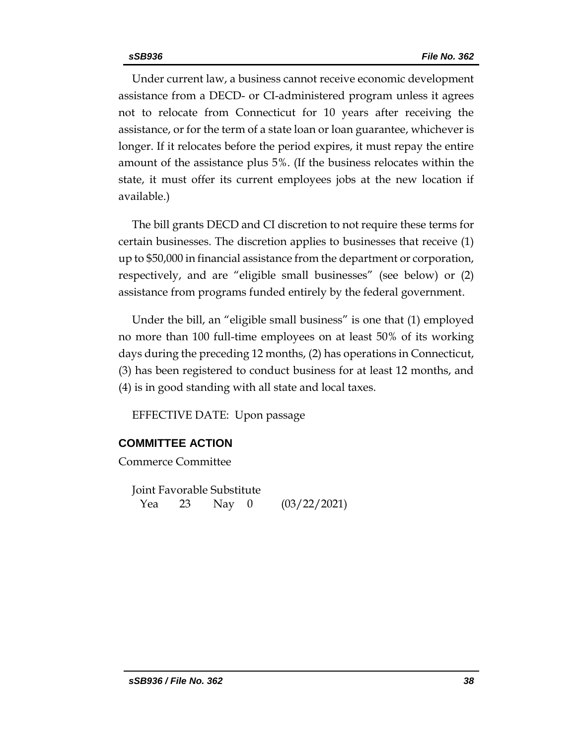Under current law, a business cannot receive economic development assistance from a DECD- or CI-administered program unless it agrees not to relocate from Connecticut for 10 years after receiving the assistance, or for the term of a state loan or loan guarantee, whichever is longer. If it relocates before the period expires, it must repay the entire amount of the assistance plus 5%. (If the business relocates within the state, it must offer its current employees jobs at the new location if available.)

The bill grants DECD and CI discretion to not require these terms for certain businesses. The discretion applies to businesses that receive (1) up to $50,000 in financial assistance from the department or corporation, respectively, and are "eligible small businesses" (see below) or (2) assistance from programs funded entirely by the federal government.

Under the bill, an "eligible small business" is one that (1) employed no more than 100 full-time employees on at least 50% of its working days during the preceding 12 months, (2) has operations in Connecticut, (3) has been registered to conduct business for at least 12 months, and (4) is in good standing with all state and local taxes.

EFFECTIVE DATE: Upon passage

## COMMITTEE ACTION

Commerce Committee

Joint Favorable Substitute
Yea 23 Nay 0 (03/22/2021)